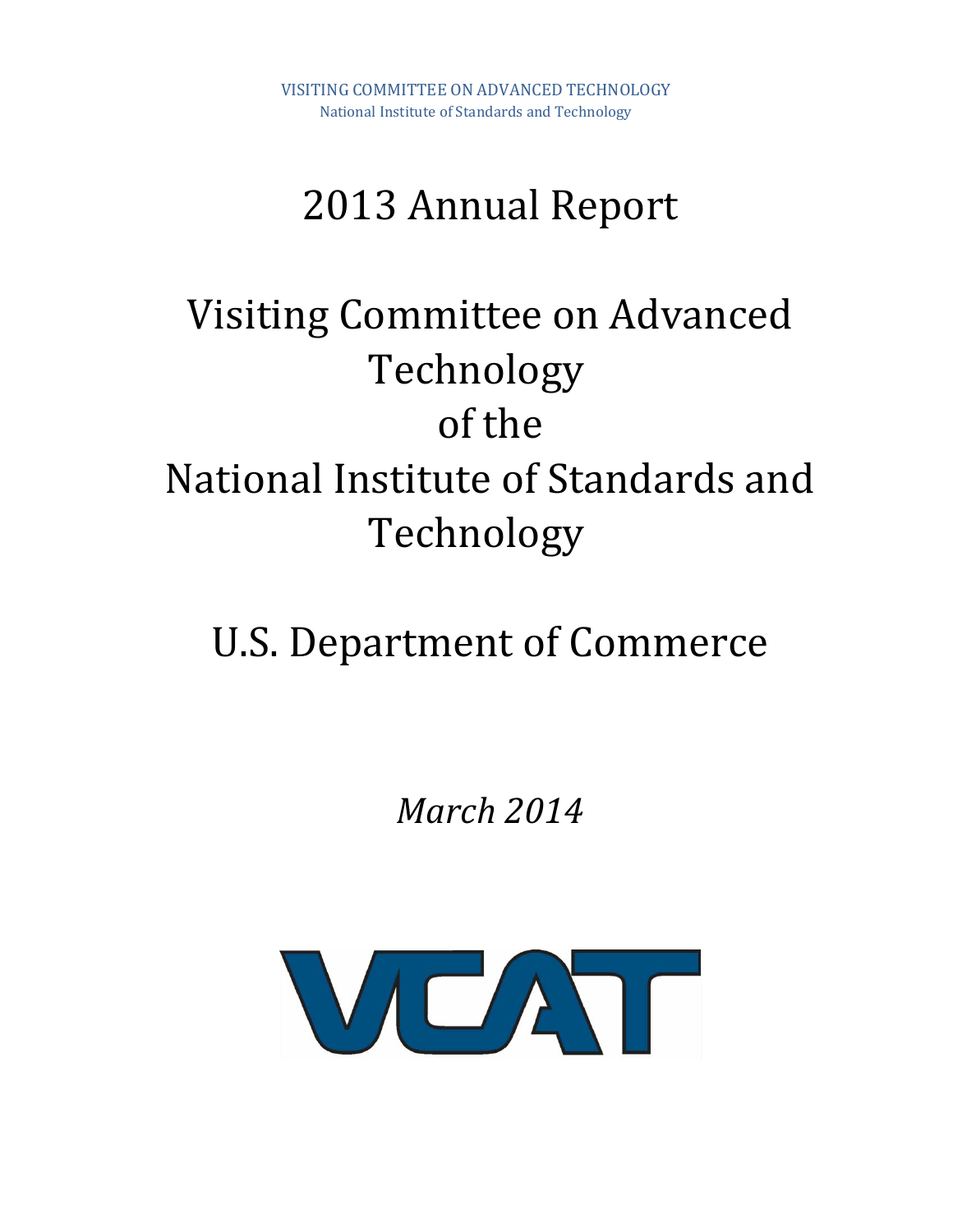VISITING COMMITTEE ON ADVANCED TECHNOLOGY
National Institute of Standards and Technology

# 2013 Annual Report

# Visiting Committee on Advanced Technology of the National Institute of Standards and Technology

# U.S. Department of Commerce

*March 2014*

VCAT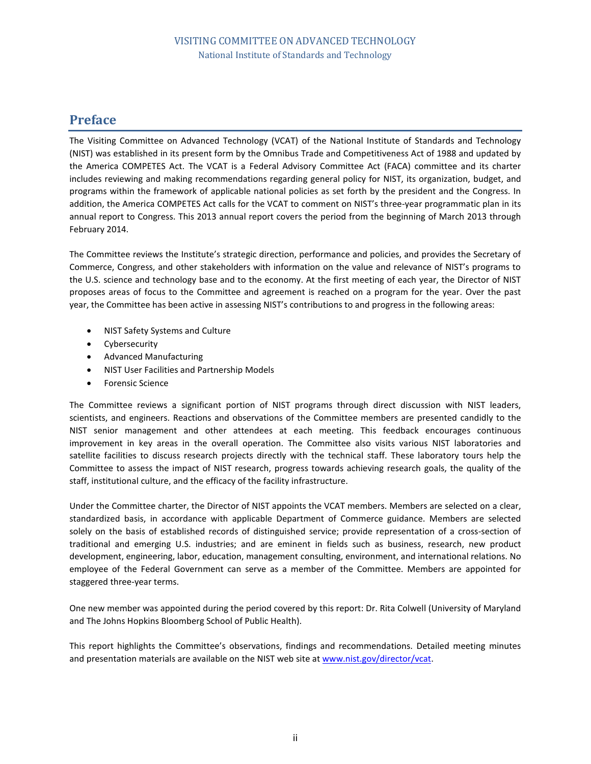## Preface

The Visiting Committee on Advanced Technology (VCAT) of the National Institute of Standards and Technology (NIST) was established in its present form by the Omnibus Trade and Competitiveness Act of 1988 and updated by the America COMPETES Act. The VCAT is a Federal Advisory Committee Act (FACA) committee and its charter includes reviewing and making recommendations regarding general policy for NIST, its organization, budget, and programs within the framework of applicable national policies as set forth by the president and the Congress. In addition, the America COMPETES Act calls for the VCAT to comment on NIST's three-year programmatic plan in its annual report to Congress. This 2013 annual report covers the period from the beginning of March 2013 through February 2014.

The Committee reviews the Institute's strategic direction, performance and policies, and provides the Secretary of Commerce, Congress, and other stakeholders with information on the value and relevance of NIST's programs to the U.S. science and technology base and to the economy. At the first meeting of each year, the Director of NIST proposes areas of focus to the Committee and agreement is reached on a program for the year. Over the past year, the Committee has been active in assessing NIST's contributions to and progress in the following areas:

- NIST Safety Systems and Culture
- Cybersecurity
- Advanced Manufacturing
- NIST User Facilities and Partnership Models
- Forensic Science

The Committee reviews a significant portion of NIST programs through direct discussion with NIST leaders, scientists, and engineers. Reactions and observations of the Committee members are presented candidly to the NIST senior management and other attendees at each meeting. This feedback encourages continuous improvement in key areas in the overall operation. The Committee also visits various NIST laboratories and satellite facilities to discuss research projects directly with the technical staff. These laboratory tours help the Committee to assess the impact of NIST research, progress towards achieving research goals, the quality of the staff, institutional culture, and the efficacy of the facility infrastructure.

Under the Committee charter, the Director of NIST appoints the VCAT members. Members are selected on a clear, standardized basis, in accordance with applicable Department of Commerce guidance. Members are selected solely on the basis of established records of distinguished service; provide representation of a cross-section of traditional and emerging U.S. industries; and are eminent in fields such as business, research, new product development, engineering, labor, education, management consulting, environment, and international relations. No employee of the Federal Government can serve as a member of the Committee. Members are appointed for staggered three-year terms.

One new member was appointed during the period covered by this report: Dr. Rita Colwell (University of Maryland and The Johns Hopkins Bloomberg School of Public Health).

This report highlights the Committee's observations, findings and recommendations. Detailed meeting minutes and presentation materials are available on the NIST web site at [www.nist.gov/director/vcat](http://www.nist.gov/director/vcat).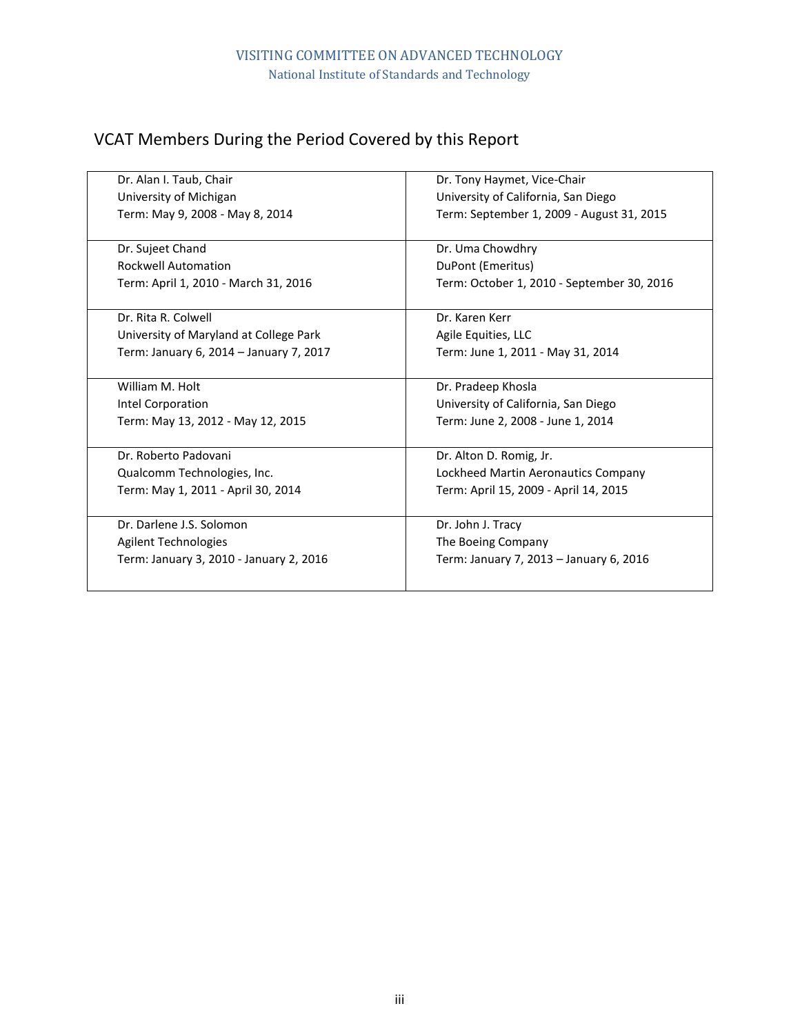# VCAT Members During the Period Covered by this Report

| | |
|---|---|
| Dr. Alan I. Taub, Chair<br>University of Michigan<br>Term: May 9, 2008 - May 8, 2014 | Dr. Tony Haymet, Vice-Chair<br>University of California, San Diego<br>Term: September 1, 2009 - August 31, 2015 |
| Dr. Sujeet Chand<br>Rockwell Automation<br>Term: April 1, 2010 - March 31, 2016 | Dr. Uma Chowdhry<br>DuPont (Emeritus)<br>Term: October 1, 2010 - September 30, 2016 |
| Dr. Rita R. Colwell<br>University of Maryland at College Park<br>Term: January 6, 2014 – January 7, 2017 | Dr. Karen Kerr<br>Agile Equities, LLC<br>Term: June 1, 2011 - May 31, 2014 |
| William M. Holt<br>Intel Corporation<br>Term: May 13, 2012 - May 12, 2015 | Dr. Pradeep Khosla<br>University of California, San Diego<br>Term: June 2, 2008 - June 1, 2014 |
| Dr. Roberto Padovani<br>Qualcomm Technologies, Inc.<br>Term: May 1, 2011 - April 30, 2014 | Dr. Alton D. Romig, Jr.<br>Lockheed Martin Aeronautics Company<br>Term: April 15, 2009 - April 14, 2015 |
| Dr. Darlene J.S. Solomon<br>Agilent Technologies<br>Term: January 3, 2010 - January 2, 2016 | Dr. John J. Tracy<br>The Boeing Company<br>Term: January 7, 2013 – January 6, 2016 |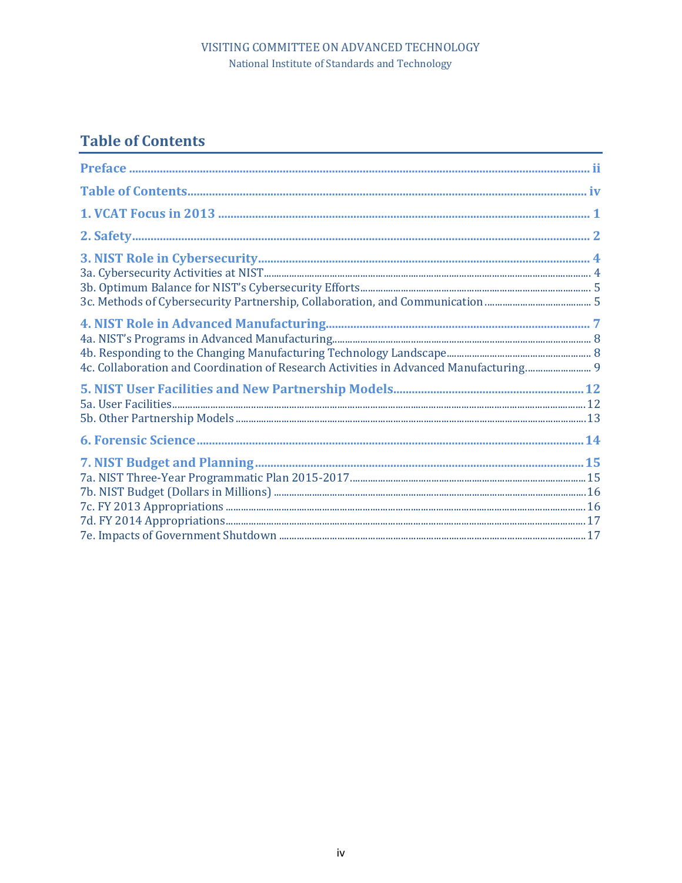## Table of Contents

**Preface** ............................................................ ii

**Table of Contents** ............................................................ iv

**1. VCAT Focus in 2013** ............................................................ 1

**2. Safety** ............................................................ 2

**3. NIST Role in Cybersecurity** ............................................................ 4

3a. Cybersecurity Activities at NIST ............................................................ 4

3b. Optimum Balance for NIST's Cybersecurity Efforts ............................................................ 5

3c. Methods of Cybersecurity Partnership, Collaboration, and Communication ............................................................ 5

**4. NIST Role in Advanced Manufacturing** ............................................................ 7

4a. NIST's Programs in Advanced Manufacturing ............................................................ 8

4b. Responding to the Changing Manufacturing Technology Landscape ............................................................ 8

4c. Collaboration and Coordination of Research Activities in Advanced Manufacturing ............................................................ 9

**5. NIST User Facilities and New Partnership Models** ............................................................ 12

5a. User Facilities ............................................................ 12

5b. Other Partnership Models ............................................................ 13

**6. Forensic Science** ............................................................ 14

**7. NIST Budget and Planning** ............................................................ 15

7a. NIST Three-Year Programmatic Plan 2015-2017 ............................................................ 15

7b. NIST Budget (Dollars in Millions) ............................................................ 16

7c. FY 2013 Appropriations ............................................................ 16

7d. FY 2014 Appropriations ............................................................ 17

7e. Impacts of Government Shutdown ............................................................ 17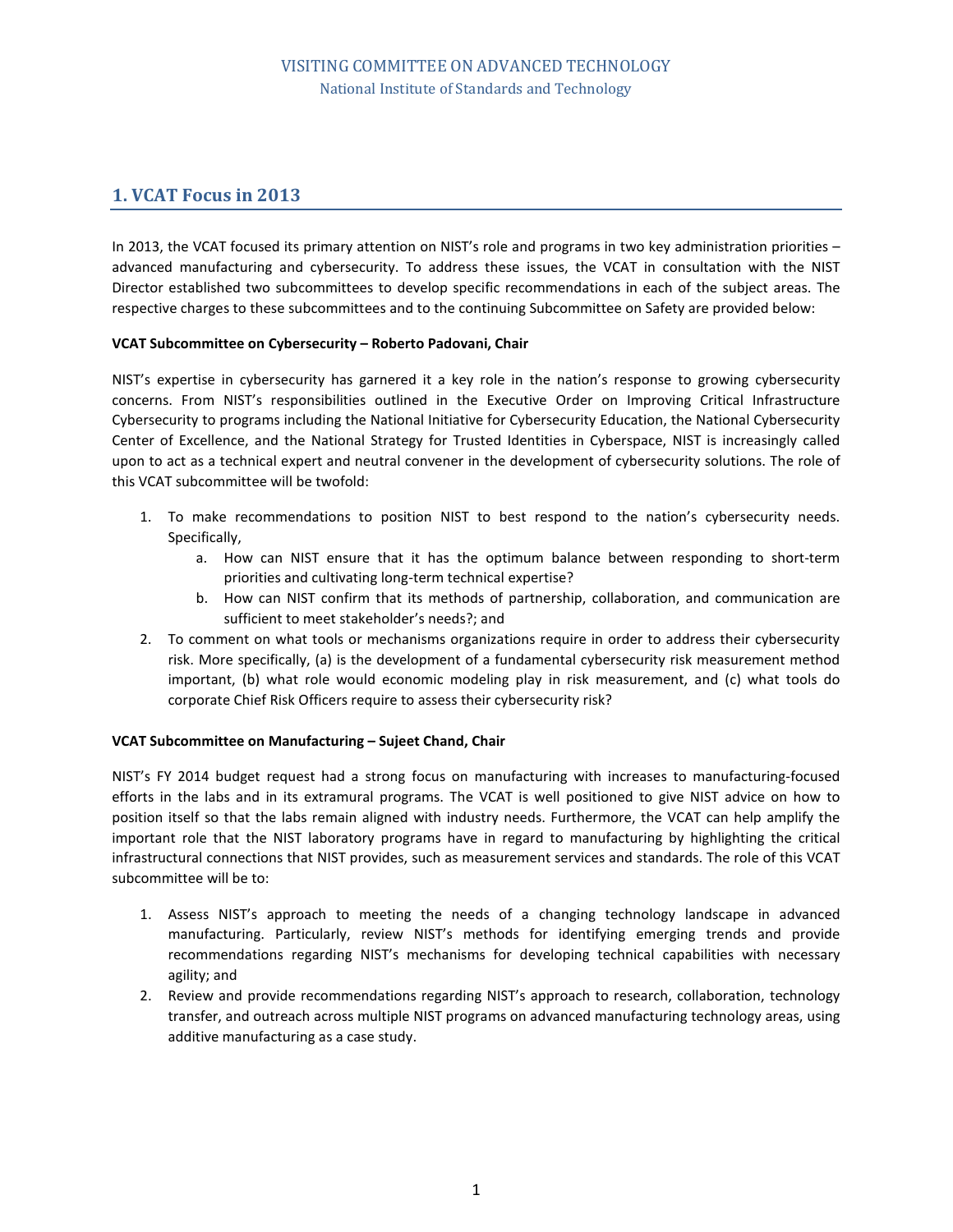## 1. VCAT Focus in 2013

In 2013, the VCAT focused its primary attention on NIST's role and programs in two key administration priorities – advanced manufacturing and cybersecurity. To address these issues, the VCAT in consultation with the NIST Director established two subcommittees to develop specific recommendations in each of the subject areas. The respective charges to these subcommittees and to the continuing Subcommittee on Safety are provided below:

**VCAT Subcommittee on Cybersecurity – Roberto Padovani, Chair**

NIST's expertise in cybersecurity has garnered it a key role in the nation's response to growing cybersecurity concerns. From NIST's responsibilities outlined in the Executive Order on Improving Critical Infrastructure Cybersecurity to programs including the National Initiative for Cybersecurity Education, the National Cybersecurity Center of Excellence, and the National Strategy for Trusted Identities in Cyberspace, NIST is increasingly called upon to act as a technical expert and neutral convener in the development of cybersecurity solutions. The role of this VCAT subcommittee will be twofold:

1. To make recommendations to position NIST to best respond to the nation's cybersecurity needs. Specifically,
   a. How can NIST ensure that it has the optimum balance between responding to short-term priorities and cultivating long-term technical expertise?
   b. How can NIST confirm that its methods of partnership, collaboration, and communication are sufficient to meet stakeholder's needs?; and
2. To comment on what tools or mechanisms organizations require in order to address their cybersecurity risk. More specifically, (a) is the development of a fundamental cybersecurity risk measurement method important, (b) what role would economic modeling play in risk measurement, and (c) what tools do corporate Chief Risk Officers require to assess their cybersecurity risk?

**VCAT Subcommittee on Manufacturing – Sujeet Chand, Chair**

NIST's FY 2014 budget request had a strong focus on manufacturing with increases to manufacturing-focused efforts in the labs and in its extramural programs. The VCAT is well positioned to give NIST advice on how to position itself so that the labs remain aligned with industry needs. Furthermore, the VCAT can help amplify the important role that the NIST laboratory programs have in regard to manufacturing by highlighting the critical infrastructural connections that NIST provides, such as measurement services and standards. The role of this VCAT subcommittee will be to:

1. Assess NIST's approach to meeting the needs of a changing technology landscape in advanced manufacturing. Particularly, review NIST's methods for identifying emerging trends and provide recommendations regarding NIST's mechanisms for developing technical capabilities with necessary agility; and
2. Review and provide recommendations regarding NIST's approach to research, collaboration, technology transfer, and outreach across multiple NIST programs on advanced manufacturing technology areas, using additive manufacturing as a case study.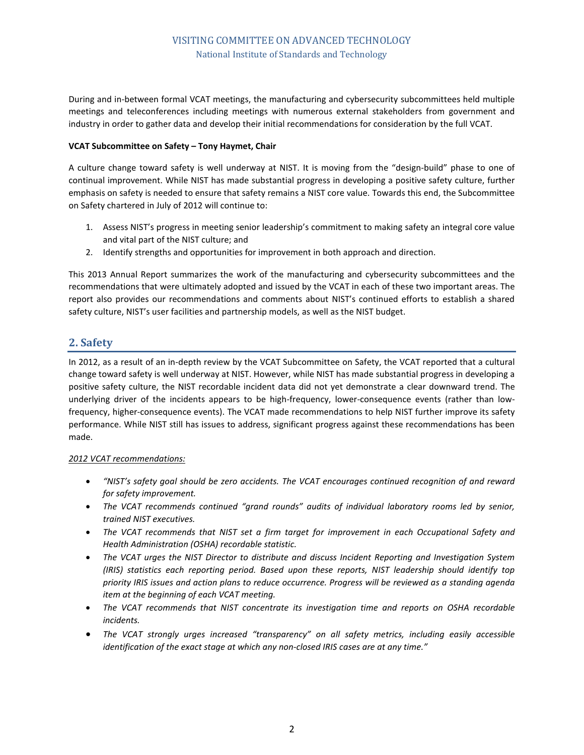During and in-between formal VCAT meetings, the manufacturing and cybersecurity subcommittees held multiple meetings and teleconferences including meetings with numerous external stakeholders from government and industry in order to gather data and develop their initial recommendations for consideration by the full VCAT.

**VCAT Subcommittee on Safety – Tony Haymet, Chair**

A culture change toward safety is well underway at NIST. It is moving from the "design-build" phase to one of continual improvement. While NIST has made substantial progress in developing a positive safety culture, further emphasis on safety is needed to ensure that safety remains a NIST core value. Towards this end, the Subcommittee on Safety chartered in July of 2012 will continue to:

1. Assess NIST's progress in meeting senior leadership's commitment to making safety an integral core value and vital part of the NIST culture; and
2. Identify strengths and opportunities for improvement in both approach and direction.

This 2013 Annual Report summarizes the work of the manufacturing and cybersecurity subcommittees and the recommendations that were ultimately adopted and issued by the VCAT in each of these two important areas. The report also provides our recommendations and comments about NIST's continued efforts to establish a shared safety culture, NIST's user facilities and partnership models, as well as the NIST budget.

## 2. Safety

In 2012, as a result of an in-depth review by the VCAT Subcommittee on Safety, the VCAT reported that a cultural change toward safety is well underway at NIST. However, while NIST has made substantial progress in developing a positive safety culture, the NIST recordable incident data did not yet demonstrate a clear downward trend. The underlying driver of the incidents appears to be high-frequency, lower-consequence events (rather than low-frequency, higher-consequence events). The VCAT made recommendations to help NIST further improve its safety performance. While NIST still has issues to address, significant progress against these recommendations has been made.

<u>*2012 VCAT recommendations:*</u>

- *"NIST's safety goal should be zero accidents. The VCAT encourages continued recognition of and reward for safety improvement.*
- *The VCAT recommends continued "grand rounds" audits of individual laboratory rooms led by senior, trained NIST executives.*
- *The VCAT recommends that NIST set a firm target for improvement in each Occupational Safety and Health Administration (OSHA) recordable statistic.*
- *The VCAT urges the NIST Director to distribute and discuss Incident Reporting and Investigation System (IRIS) statistics each reporting period. Based upon these reports, NIST leadership should identify top priority IRIS issues and action plans to reduce occurrence. Progress will be reviewed as a standing agenda item at the beginning of each VCAT meeting.*
- *The VCAT recommends that NIST concentrate its investigation time and reports on OSHA recordable incidents.*
- *The VCAT strongly urges increased "transparency" on all safety metrics, including easily accessible identification of the exact stage at which any non-closed IRIS cases are at any time."*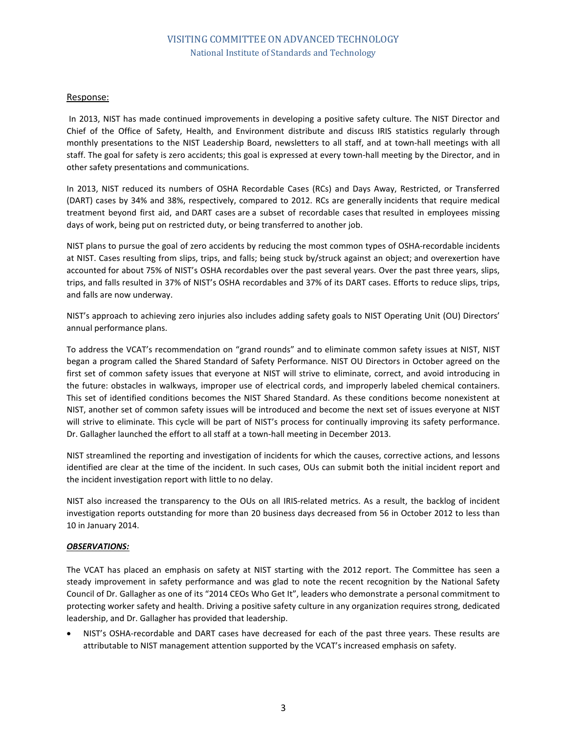Response:

In 2013, NIST has made continued improvements in developing a positive safety culture. The NIST Director and Chief of the Office of Safety, Health, and Environment distribute and discuss IRIS statistics regularly through monthly presentations to the NIST Leadership Board, newsletters to all staff, and at town-hall meetings with all staff. The goal for safety is zero accidents; this goal is expressed at every town-hall meeting by the Director, and in other safety presentations and communications.

In 2013, NIST reduced its numbers of OSHA Recordable Cases (RCs) and Days Away, Restricted, or Transferred (DART) cases by 34% and 38%, respectively, compared to 2012. RCs are generally incidents that require medical treatment beyond first aid, and DART cases are a subset of recordable cases that resulted in employees missing days of work, being put on restricted duty, or being transferred to another job.

NIST plans to pursue the goal of zero accidents by reducing the most common types of OSHA-recordable incidents at NIST. Cases resulting from slips, trips, and falls; being stuck by/struck against an object; and overexertion have accounted for about 75% of NIST's OSHA recordables over the past several years. Over the past three years, slips, trips, and falls resulted in 37% of NIST's OSHA recordables and 37% of its DART cases. Efforts to reduce slips, trips, and falls are now underway.

NIST's approach to achieving zero injuries also includes adding safety goals to NIST Operating Unit (OU) Directors' annual performance plans.

To address the VCAT's recommendation on "grand rounds" and to eliminate common safety issues at NIST, NIST began a program called the Shared Standard of Safety Performance. NIST OU Directors in October agreed on the first set of common safety issues that everyone at NIST will strive to eliminate, correct, and avoid introducing in the future: obstacles in walkways, improper use of electrical cords, and improperly labeled chemical containers. This set of identified conditions becomes the NIST Shared Standard. As these conditions become nonexistent at NIST, another set of common safety issues will be introduced and become the next set of issues everyone at NIST will strive to eliminate. This cycle will be part of NIST's process for continually improving its safety performance. Dr. Gallagher launched the effort to all staff at a town-hall meeting in December 2013.

NIST streamlined the reporting and investigation of incidents for which the causes, corrective actions, and lessons identified are clear at the time of the incident. In such cases, OUs can submit both the initial incident report and the incident investigation report with little to no delay.

NIST also increased the transparency to the OUs on all IRIS-related metrics. As a result, the backlog of incident investigation reports outstanding for more than 20 business days decreased from 56 in October 2012 to less than 10 in January 2014.

***OBSERVATIONS:***

The VCAT has placed an emphasis on safety at NIST starting with the 2012 report. The Committee has seen a steady improvement in safety performance and was glad to note the recent recognition by the National Safety Council of Dr. Gallagher as one of its "2014 CEOs Who Get It", leaders who demonstrate a personal commitment to protecting worker safety and health. Driving a positive safety culture in any organization requires strong, dedicated leadership, and Dr. Gallagher has provided that leadership.

- NIST's OSHA-recordable and DART cases have decreased for each of the past three years. These results are attributable to NIST management attention supported by the VCAT's increased emphasis on safety.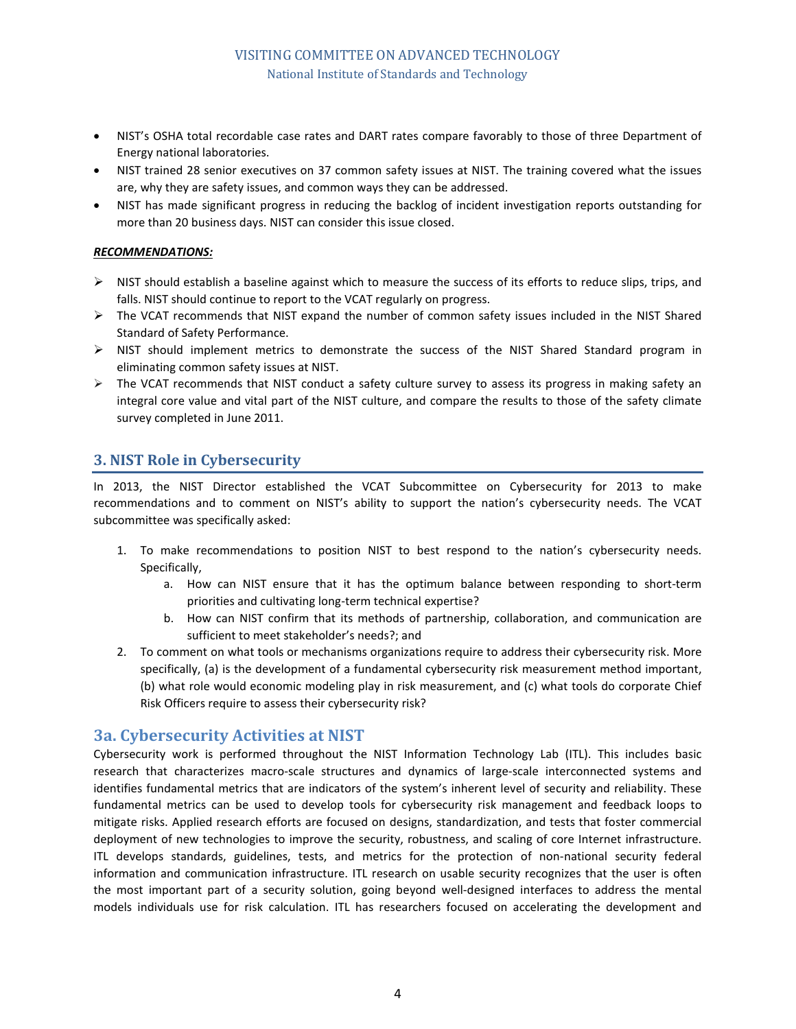- NIST's OSHA total recordable case rates and DART rates compare favorably to those of three Department of Energy national laboratories.
- NIST trained 28 senior executives on 37 common safety issues at NIST. The training covered what the issues are, why they are safety issues, and common ways they can be addressed.
- NIST has made significant progress in reducing the backlog of incident investigation reports outstanding for more than 20 business days. NIST can consider this issue closed.

***RECOMMENDATIONS:***

- NIST should establish a baseline against which to measure the success of its efforts to reduce slips, trips, and falls. NIST should continue to report to the VCAT regularly on progress.
- The VCAT recommends that NIST expand the number of common safety issues included in the NIST Shared Standard of Safety Performance.
- NIST should implement metrics to demonstrate the success of the NIST Shared Standard program in eliminating common safety issues at NIST.
- The VCAT recommends that NIST conduct a safety culture survey to assess its progress in making safety an integral core value and vital part of the NIST culture, and compare the results to those of the safety climate survey completed in June 2011.

## 3. NIST Role in Cybersecurity

In 2013, the NIST Director established the VCAT Subcommittee on Cybersecurity for 2013 to make recommendations and to comment on NIST's ability to support the nation's cybersecurity needs. The VCAT subcommittee was specifically asked:

1. To make recommendations to position NIST to best respond to the nation's cybersecurity needs. Specifically,
   a. How can NIST ensure that it has the optimum balance between responding to short-term priorities and cultivating long-term technical expertise?
   b. How can NIST confirm that its methods of partnership, collaboration, and communication are sufficient to meet stakeholder's needs?; and
2. To comment on what tools or mechanisms organizations require to address their cybersecurity risk. More specifically, (a) is the development of a fundamental cybersecurity risk measurement method important, (b) what role would economic modeling play in risk measurement, and (c) what tools do corporate Chief Risk Officers require to assess their cybersecurity risk?

## 3a. Cybersecurity Activities at NIST

Cybersecurity work is performed throughout the NIST Information Technology Lab (ITL). This includes basic research that characterizes macro-scale structures and dynamics of large-scale interconnected systems and identifies fundamental metrics that are indicators of the system's inherent level of security and reliability. These fundamental metrics can be used to develop tools for cybersecurity risk management and feedback loops to mitigate risks. Applied research efforts are focused on designs, standardization, and tests that foster commercial deployment of new technologies to improve the security, robustness, and scaling of core Internet infrastructure. ITL develops standards, guidelines, tests, and metrics for the protection of non-national security federal information and communication infrastructure. ITL research on usable security recognizes that the user is often the most important part of a security solution, going beyond well-designed interfaces to address the mental models individuals use for risk calculation. ITL has researchers focused on accelerating the development and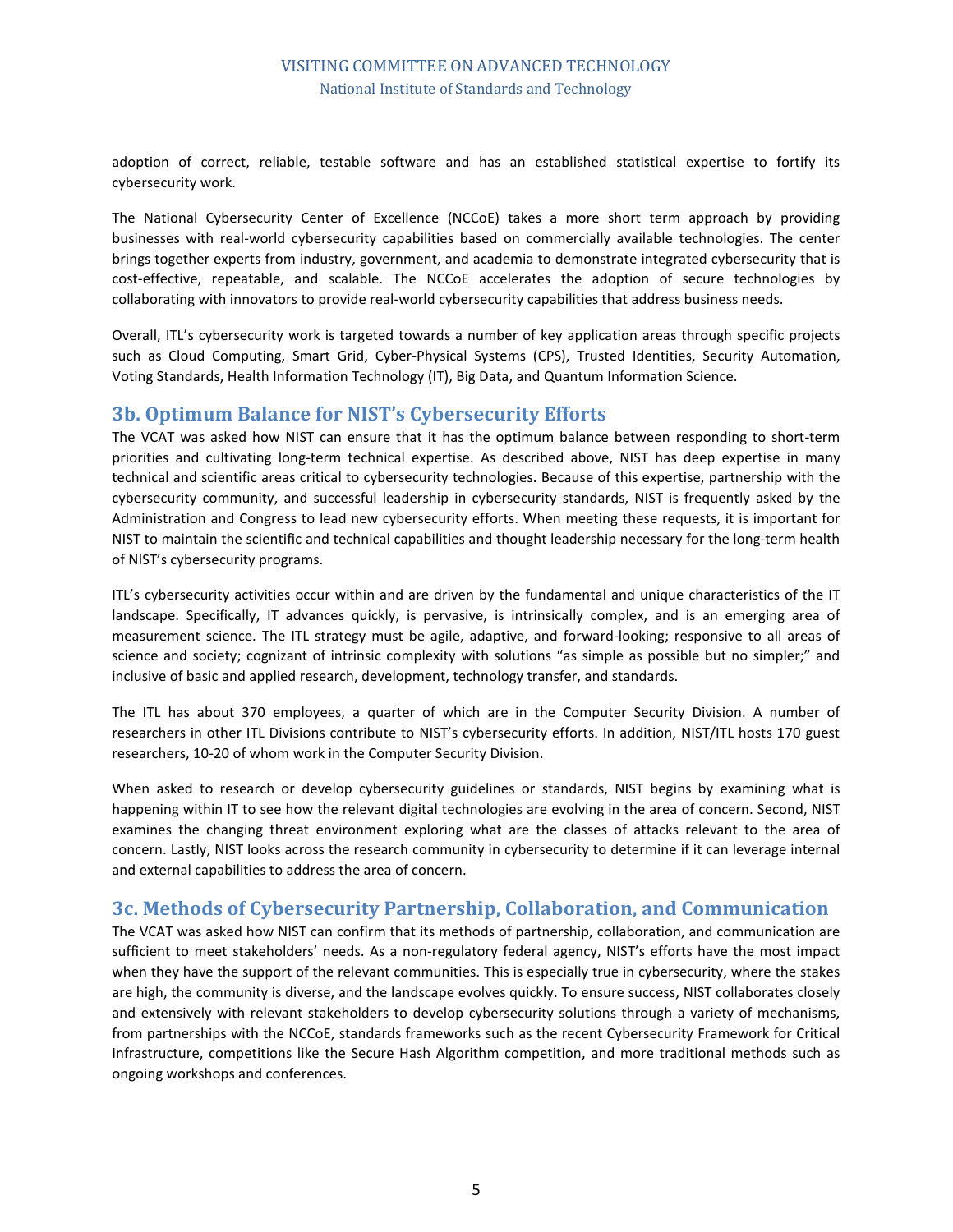adoption of correct, reliable, testable software and has an established statistical expertise to fortify its cybersecurity work.

The National Cybersecurity Center of Excellence (NCCoE) takes a more short term approach by providing businesses with real-world cybersecurity capabilities based on commercially available technologies. The center brings together experts from industry, government, and academia to demonstrate integrated cybersecurity that is cost-effective, repeatable, and scalable. The NCCoE accelerates the adoption of secure technologies by collaborating with innovators to provide real-world cybersecurity capabilities that address business needs.

Overall, ITL's cybersecurity work is targeted towards a number of key application areas through specific projects such as Cloud Computing, Smart Grid, Cyber-Physical Systems (CPS), Trusted Identities, Security Automation, Voting Standards, Health Information Technology (IT), Big Data, and Quantum Information Science.

## 3b. Optimum Balance for NIST's Cybersecurity Efforts

The VCAT was asked how NIST can ensure that it has the optimum balance between responding to short-term priorities and cultivating long-term technical expertise. As described above, NIST has deep expertise in many technical and scientific areas critical to cybersecurity technologies. Because of this expertise, partnership with the cybersecurity community, and successful leadership in cybersecurity standards, NIST is frequently asked by the Administration and Congress to lead new cybersecurity efforts. When meeting these requests, it is important for NIST to maintain the scientific and technical capabilities and thought leadership necessary for the long-term health of NIST's cybersecurity programs.

ITL's cybersecurity activities occur within and are driven by the fundamental and unique characteristics of the IT landscape. Specifically, IT advances quickly, is pervasive, is intrinsically complex, and is an emerging area of measurement science. The ITL strategy must be agile, adaptive, and forward-looking; responsive to all areas of science and society; cognizant of intrinsic complexity with solutions "as simple as possible but no simpler;" and inclusive of basic and applied research, development, technology transfer, and standards.

The ITL has about 370 employees, a quarter of which are in the Computer Security Division. A number of researchers in other ITL Divisions contribute to NIST's cybersecurity efforts. In addition, NIST/ITL hosts 170 guest researchers, 10-20 of whom work in the Computer Security Division.

When asked to research or develop cybersecurity guidelines or standards, NIST begins by examining what is happening within IT to see how the relevant digital technologies are evolving in the area of concern. Second, NIST examines the changing threat environment exploring what are the classes of attacks relevant to the area of concern. Lastly, NIST looks across the research community in cybersecurity to determine if it can leverage internal and external capabilities to address the area of concern.

## 3c. Methods of Cybersecurity Partnership, Collaboration, and Communication

The VCAT was asked how NIST can confirm that its methods of partnership, collaboration, and communication are sufficient to meet stakeholders' needs. As a non-regulatory federal agency, NIST's efforts have the most impact when they have the support of the relevant communities. This is especially true in cybersecurity, where the stakes are high, the community is diverse, and the landscape evolves quickly. To ensure success, NIST collaborates closely and extensively with relevant stakeholders to develop cybersecurity solutions through a variety of mechanisms, from partnerships with the NCCoE, standards frameworks such as the recent Cybersecurity Framework for Critical Infrastructure, competitions like the Secure Hash Algorithm competition, and more traditional methods such as ongoing workshops and conferences.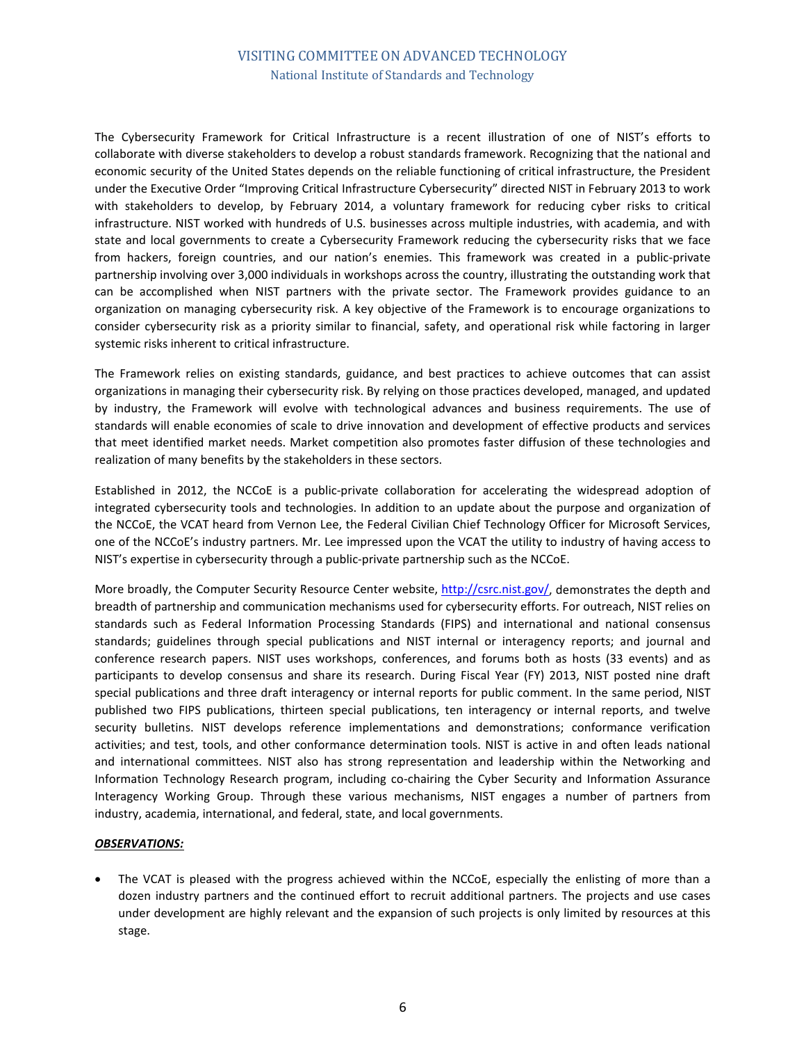The Cybersecurity Framework for Critical Infrastructure is a recent illustration of one of NIST's efforts to collaborate with diverse stakeholders to develop a robust standards framework. Recognizing that the national and economic security of the United States depends on the reliable functioning of critical infrastructure, the President under the Executive Order "Improving Critical Infrastructure Cybersecurity" directed NIST in February 2013 to work with stakeholders to develop, by February 2014, a voluntary framework for reducing cyber risks to critical infrastructure. NIST worked with hundreds of U.S. businesses across multiple industries, with academia, and with state and local governments to create a Cybersecurity Framework reducing the cybersecurity risks that we face from hackers, foreign countries, and our nation's enemies. This framework was created in a public-private partnership involving over 3,000 individuals in workshops across the country, illustrating the outstanding work that can be accomplished when NIST partners with the private sector. The Framework provides guidance to an organization on managing cybersecurity risk. A key objective of the Framework is to encourage organizations to consider cybersecurity risk as a priority similar to financial, safety, and operational risk while factoring in larger systemic risks inherent to critical infrastructure.

The Framework relies on existing standards, guidance, and best practices to achieve outcomes that can assist organizations in managing their cybersecurity risk. By relying on those practices developed, managed, and updated by industry, the Framework will evolve with technological advances and business requirements. The use of standards will enable economies of scale to drive innovation and development of effective products and services that meet identified market needs. Market competition also promotes faster diffusion of these technologies and realization of many benefits by the stakeholders in these sectors.

Established in 2012, the NCCoE is a public-private collaboration for accelerating the widespread adoption of integrated cybersecurity tools and technologies. In addition to an update about the purpose and organization of the NCCoE, the VCAT heard from Vernon Lee, the Federal Civilian Chief Technology Officer for Microsoft Services, one of the NCCoE's industry partners. Mr. Lee impressed upon the VCAT the utility to industry of having access to NIST's expertise in cybersecurity through a public-private partnership such as the NCCoE.

More broadly, the Computer Security Resource Center website, http://csrc.nist.gov/, demonstrates the depth and breadth of partnership and communication mechanisms used for cybersecurity efforts. For outreach, NIST relies on standards such as Federal Information Processing Standards (FIPS) and international and national consensus standards; guidelines through special publications and NIST internal or interagency reports; and journal and conference research papers. NIST uses workshops, conferences, and forums both as hosts (33 events) and as participants to develop consensus and share its research. During Fiscal Year (FY) 2013, NIST posted nine draft special publications and three draft interagency or internal reports for public comment. In the same period, NIST published two FIPS publications, thirteen special publications, ten interagency or internal reports, and twelve security bulletins. NIST develops reference implementations and demonstrations; conformance verification activities; and test, tools, and other conformance determination tools. NIST is active in and often leads national and international committees. NIST also has strong representation and leadership within the Networking and Information Technology Research program, including co-chairing the Cyber Security and Information Assurance Interagency Working Group. Through these various mechanisms, NIST engages a number of partners from industry, academia, international, and federal, state, and local governments.

***OBSERVATIONS:***

- The VCAT is pleased with the progress achieved within the NCCoE, especially the enlisting of more than a dozen industry partners and the continued effort to recruit additional partners. The projects and use cases under development are highly relevant and the expansion of such projects is only limited by resources at this stage.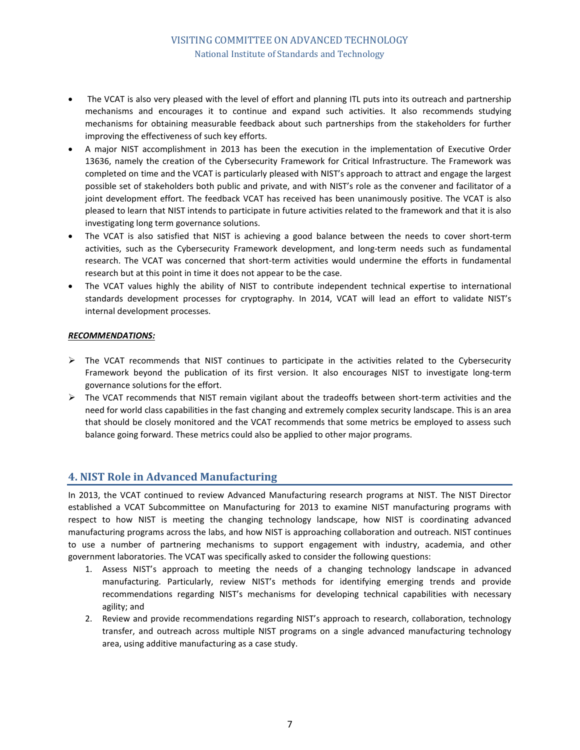- The VCAT is also very pleased with the level of effort and planning ITL puts into its outreach and partnership mechanisms and encourages it to continue and expand such activities. It also recommends studying mechanisms for obtaining measurable feedback about such partnerships from the stakeholders for further improving the effectiveness of such key efforts.
- A major NIST accomplishment in 2013 has been the execution in the implementation of Executive Order 13636, namely the creation of the Cybersecurity Framework for Critical Infrastructure. The Framework was completed on time and the VCAT is particularly pleased with NIST's approach to attract and engage the largest possible set of stakeholders both public and private, and with NIST's role as the convener and facilitator of a joint development effort. The feedback VCAT has received has been unanimously positive. The VCAT is also pleased to learn that NIST intends to participate in future activities related to the framework and that it is also investigating long term governance solutions.
- The VCAT is also satisfied that NIST is achieving a good balance between the needs to cover short-term activities, such as the Cybersecurity Framework development, and long-term needs such as fundamental research. The VCAT was concerned that short-term activities would undermine the efforts in fundamental research but at this point in time it does not appear to be the case.
- The VCAT values highly the ability of NIST to contribute independent technical expertise to international standards development processes for cryptography. In 2014, VCAT will lead an effort to validate NIST's internal development processes.

***RECOMMENDATIONS:***

- The VCAT recommends that NIST continues to participate in the activities related to the Cybersecurity Framework beyond the publication of its first version. It also encourages NIST to investigate long-term governance solutions for the effort.
- The VCAT recommends that NIST remain vigilant about the tradeoffs between short-term activities and the need for world class capabilities in the fast changing and extremely complex security landscape. This is an area that should be closely monitored and the VCAT recommends that some metrics be employed to assess such balance going forward. These metrics could also be applied to other major programs.

## 4. NIST Role in Advanced Manufacturing

In 2013, the VCAT continued to review Advanced Manufacturing research programs at NIST. The NIST Director established a VCAT Subcommittee on Manufacturing for 2013 to examine NIST manufacturing programs with respect to how NIST is meeting the changing technology landscape, how NIST is coordinating advanced manufacturing programs across the labs, and how NIST is approaching collaboration and outreach. NIST continues to use a number of partnering mechanisms to support engagement with industry, academia, and other government laboratories. The VCAT was specifically asked to consider the following questions:

1. Assess NIST's approach to meeting the needs of a changing technology landscape in advanced manufacturing. Particularly, review NIST's methods for identifying emerging trends and provide recommendations regarding NIST's mechanisms for developing technical capabilities with necessary agility; and
2. Review and provide recommendations regarding NIST's approach to research, collaboration, technology transfer, and outreach across multiple NIST programs on a single advanced manufacturing technology area, using additive manufacturing as a case study.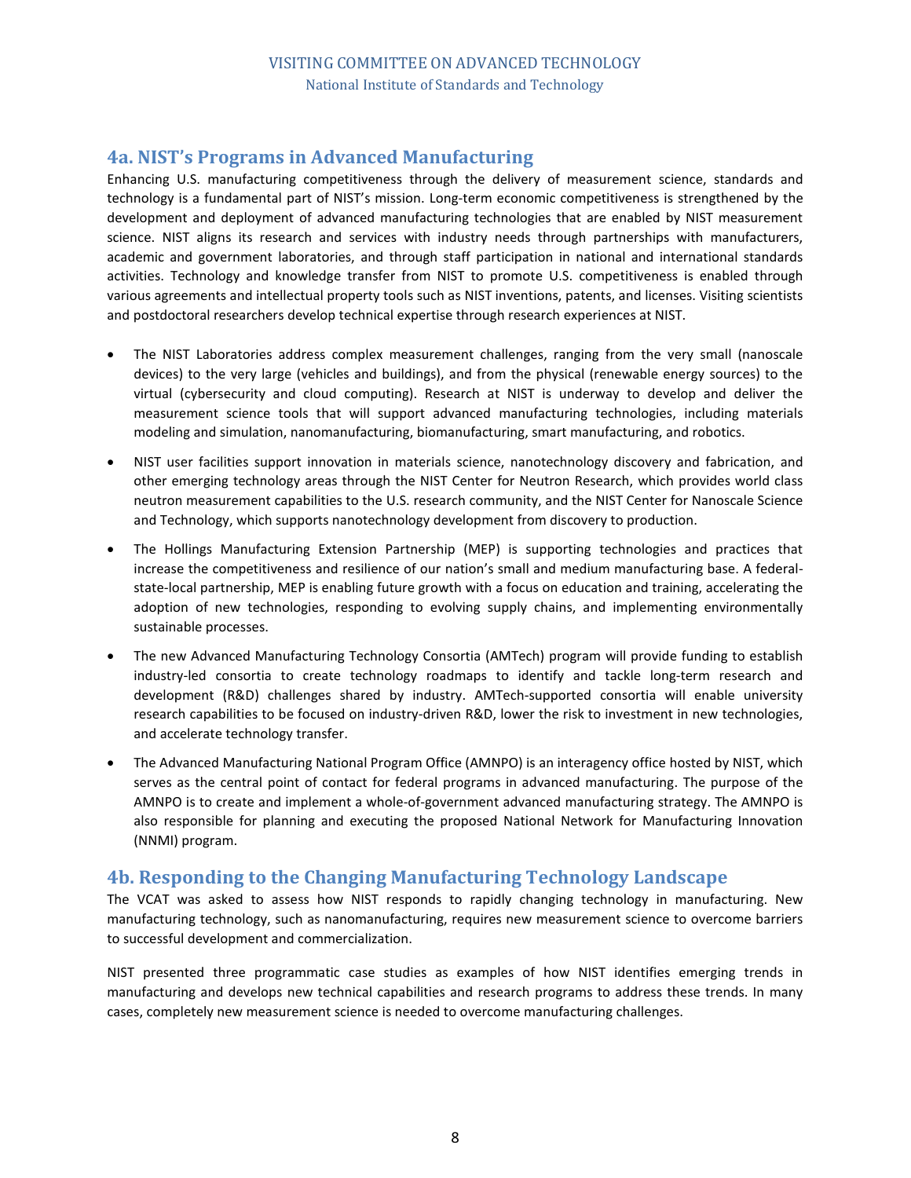## 4a. NIST's Programs in Advanced Manufacturing

Enhancing U.S. manufacturing competitiveness through the delivery of measurement science, standards and technology is a fundamental part of NIST's mission. Long-term economic competitiveness is strengthened by the development and deployment of advanced manufacturing technologies that are enabled by NIST measurement science. NIST aligns its research and services with industry needs through partnerships with manufacturers, academic and government laboratories, and through staff participation in national and international standards activities. Technology and knowledge transfer from NIST to promote U.S. competitiveness is enabled through various agreements and intellectual property tools such as NIST inventions, patents, and licenses. Visiting scientists and postdoctoral researchers develop technical expertise through research experiences at NIST.

- The NIST Laboratories address complex measurement challenges, ranging from the very small (nanoscale devices) to the very large (vehicles and buildings), and from the physical (renewable energy sources) to the virtual (cybersecurity and cloud computing). Research at NIST is underway to develop and deliver the measurement science tools that will support advanced manufacturing technologies, including materials modeling and simulation, nanomanufacturing, biomanufacturing, smart manufacturing, and robotics.
- NIST user facilities support innovation in materials science, nanotechnology discovery and fabrication, and other emerging technology areas through the NIST Center for Neutron Research, which provides world class neutron measurement capabilities to the U.S. research community, and the NIST Center for Nanoscale Science and Technology, which supports nanotechnology development from discovery to production.
- The Hollings Manufacturing Extension Partnership (MEP) is supporting technologies and practices that increase the competitiveness and resilience of our nation's small and medium manufacturing base. A federal-state-local partnership, MEP is enabling future growth with a focus on education and training, accelerating the adoption of new technologies, responding to evolving supply chains, and implementing environmentally sustainable processes.
- The new Advanced Manufacturing Technology Consortia (AMTech) program will provide funding to establish industry-led consortia to create technology roadmaps to identify and tackle long-term research and development (R&D) challenges shared by industry. AMTech-supported consortia will enable university research capabilities to be focused on industry-driven R&D, lower the risk to investment in new technologies, and accelerate technology transfer.
- The Advanced Manufacturing National Program Office (AMNPO) is an interagency office hosted by NIST, which serves as the central point of contact for federal programs in advanced manufacturing. The purpose of the AMNPO is to create and implement a whole-of-government advanced manufacturing strategy. The AMNPO is also responsible for planning and executing the proposed National Network for Manufacturing Innovation (NNMI) program.

## 4b. Responding to the Changing Manufacturing Technology Landscape

The VCAT was asked to assess how NIST responds to rapidly changing technology in manufacturing. New manufacturing technology, such as nanomanufacturing, requires new measurement science to overcome barriers to successful development and commercialization.

NIST presented three programmatic case studies as examples of how NIST identifies emerging trends in manufacturing and develops new technical capabilities and research programs to address these trends. In many cases, completely new measurement science is needed to overcome manufacturing challenges.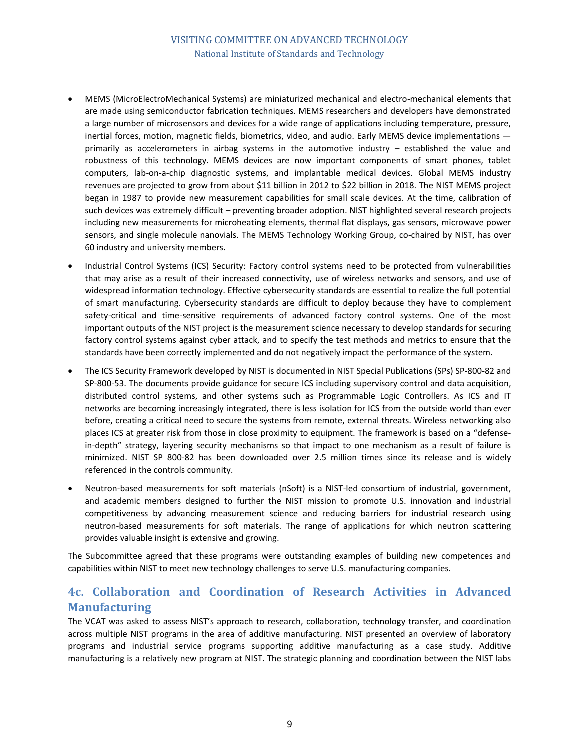- MEMS (MicroElectroMechanical Systems) are miniaturized mechanical and electro-mechanical elements that are made using semiconductor fabrication techniques. MEMS researchers and developers have demonstrated a large number of microsensors and devices for a wide range of applications including temperature, pressure, inertial forces, motion, magnetic fields, biometrics, video, and audio. Early MEMS device implementations — primarily as accelerometers in airbag systems in the automotive industry – established the value and robustness of this technology. MEMS devices are now important components of smart phones, tablet computers, lab-on-a-chip diagnostic systems, and implantable medical devices. Global MEMS industry revenues are projected to grow from about $11 billion in 2012 to $22 billion in 2018. The NIST MEMS project began in 1987 to provide new measurement capabilities for small scale devices. At the time, calibration of such devices was extremely difficult – preventing broader adoption. NIST highlighted several research projects including new measurements for microheating elements, thermal flat displays, gas sensors, microwave power sensors, and single molecule nanovials. The MEMS Technology Working Group, co-chaired by NIST, has over 60 industry and university members.
- Industrial Control Systems (ICS) Security: Factory control systems need to be protected from vulnerabilities that may arise as a result of their increased connectivity, use of wireless networks and sensors, and use of widespread information technology. Effective cybersecurity standards are essential to realize the full potential of smart manufacturing. Cybersecurity standards are difficult to deploy because they have to complement safety-critical and time-sensitive requirements of advanced factory control systems. One of the most important outputs of the NIST project is the measurement science necessary to develop standards for securing factory control systems against cyber attack, and to specify the test methods and metrics to ensure that the standards have been correctly implemented and do not negatively impact the performance of the system.
- The ICS Security Framework developed by NIST is documented in NIST Special Publications (SPs) SP-800-82 and SP-800-53. The documents provide guidance for secure ICS including supervisory control and data acquisition, distributed control systems, and other systems such as Programmable Logic Controllers. As ICS and IT networks are becoming increasingly integrated, there is less isolation for ICS from the outside world than ever before, creating a critical need to secure the systems from remote, external threats. Wireless networking also places ICS at greater risk from those in close proximity to equipment. The framework is based on a "defense-in-depth" strategy, layering security mechanisms so that impact to one mechanism as a result of failure is minimized. NIST SP 800-82 has been downloaded over 2.5 million times since its release and is widely referenced in the controls community.
- Neutron-based measurements for soft materials (nSoft) is a NIST-led consortium of industrial, government, and academic members designed to further the NIST mission to promote U.S. innovation and industrial competitiveness by advancing measurement science and reducing barriers for industrial research using neutron-based measurements for soft materials. The range of applications for which neutron scattering provides valuable insight is extensive and growing.

The Subcommittee agreed that these programs were outstanding examples of building new competences and capabilities within NIST to meet new technology challenges to serve U.S. manufacturing companies.

## 4c. Collaboration and Coordination of Research Activities in Advanced Manufacturing

The VCAT was asked to assess NIST's approach to research, collaboration, technology transfer, and coordination across multiple NIST programs in the area of additive manufacturing. NIST presented an overview of laboratory programs and industrial service programs supporting additive manufacturing as a case study. Additive manufacturing is a relatively new program at NIST. The strategic planning and coordination between the NIST labs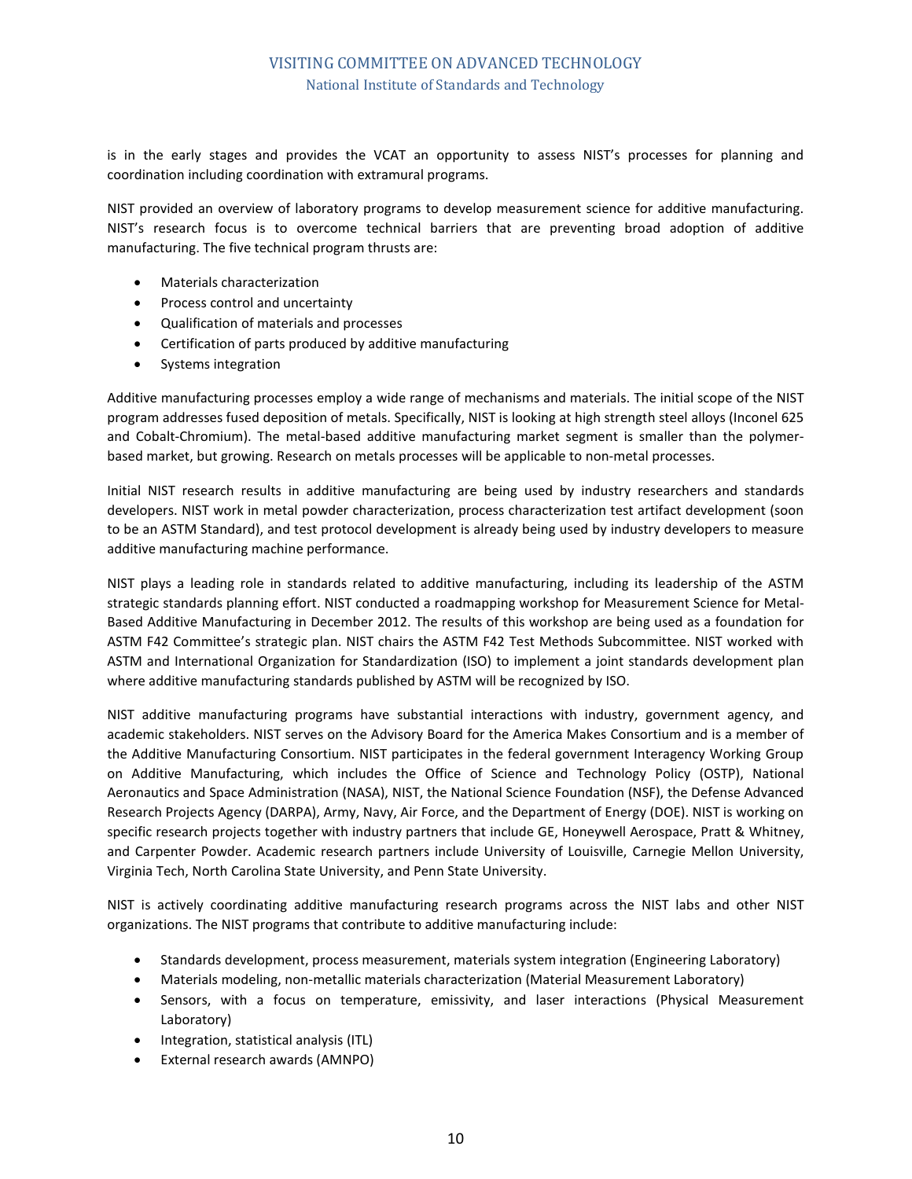is in the early stages and provides the VCAT an opportunity to assess NIST's processes for planning and coordination including coordination with extramural programs.

NIST provided an overview of laboratory programs to develop measurement science for additive manufacturing. NIST's research focus is to overcome technical barriers that are preventing broad adoption of additive manufacturing. The five technical program thrusts are:

- Materials characterization
- Process control and uncertainty
- Qualification of materials and processes
- Certification of parts produced by additive manufacturing
- Systems integration

Additive manufacturing processes employ a wide range of mechanisms and materials. The initial scope of the NIST program addresses fused deposition of metals. Specifically, NIST is looking at high strength steel alloys (Inconel 625 and Cobalt-Chromium). The metal-based additive manufacturing market segment is smaller than the polymer-based market, but growing. Research on metals processes will be applicable to non-metal processes.

Initial NIST research results in additive manufacturing are being used by industry researchers and standards developers. NIST work in metal powder characterization, process characterization test artifact development (soon to be an ASTM Standard), and test protocol development is already being used by industry developers to measure additive manufacturing machine performance.

NIST plays a leading role in standards related to additive manufacturing, including its leadership of the ASTM strategic standards planning effort. NIST conducted a roadmapping workshop for Measurement Science for Metal-Based Additive Manufacturing in December 2012. The results of this workshop are being used as a foundation for ASTM F42 Committee's strategic plan. NIST chairs the ASTM F42 Test Methods Subcommittee. NIST worked with ASTM and International Organization for Standardization (ISO) to implement a joint standards development plan where additive manufacturing standards published by ASTM will be recognized by ISO.

NIST additive manufacturing programs have substantial interactions with industry, government agency, and academic stakeholders. NIST serves on the Advisory Board for the America Makes Consortium and is a member of the Additive Manufacturing Consortium. NIST participates in the federal government Interagency Working Group on Additive Manufacturing, which includes the Office of Science and Technology Policy (OSTP), National Aeronautics and Space Administration (NASA), NIST, the National Science Foundation (NSF), the Defense Advanced Research Projects Agency (DARPA), Army, Navy, Air Force, and the Department of Energy (DOE). NIST is working on specific research projects together with industry partners that include GE, Honeywell Aerospace, Pratt & Whitney, and Carpenter Powder. Academic research partners include University of Louisville, Carnegie Mellon University, Virginia Tech, North Carolina State University, and Penn State University.

NIST is actively coordinating additive manufacturing research programs across the NIST labs and other NIST organizations. The NIST programs that contribute to additive manufacturing include:

- Standards development, process measurement, materials system integration (Engineering Laboratory)
- Materials modeling, non-metallic materials characterization (Material Measurement Laboratory)
- Sensors, with a focus on temperature, emissivity, and laser interactions (Physical Measurement Laboratory)
- Integration, statistical analysis (ITL)
- External research awards (AMNPO)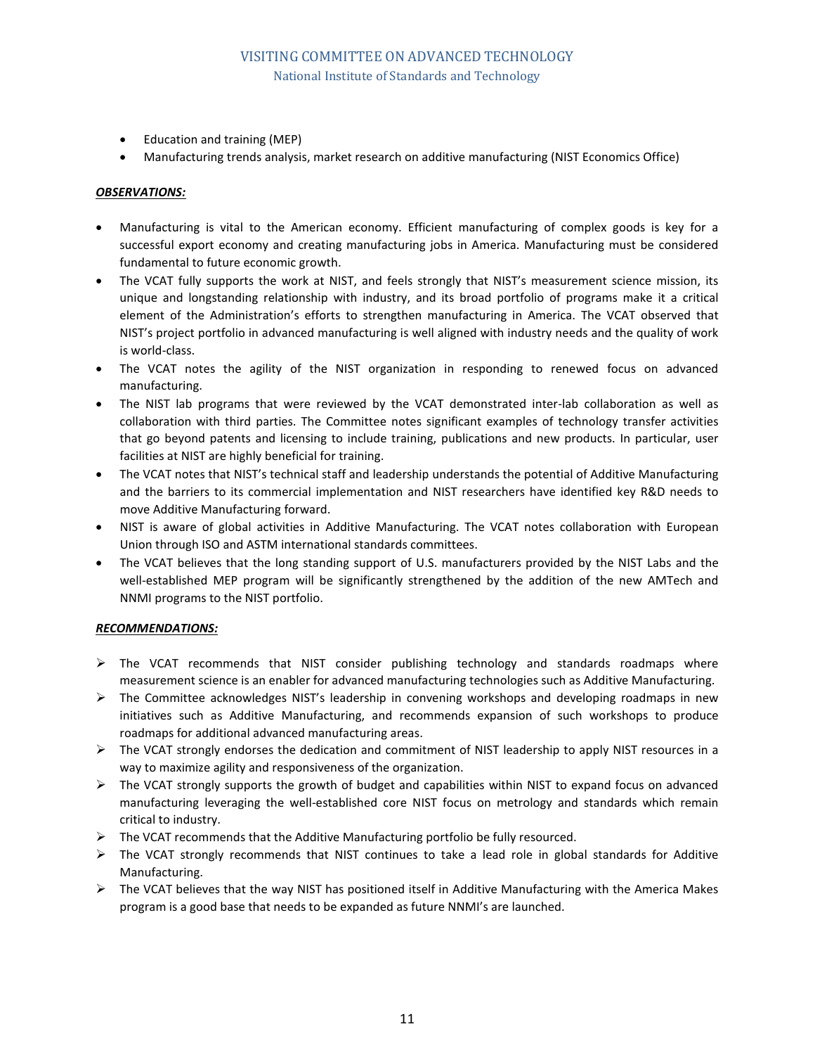- Education and training (MEP)
- Manufacturing trends analysis, market research on additive manufacturing (NIST Economics Office)

***OBSERVATIONS:***

- Manufacturing is vital to the American economy. Efficient manufacturing of complex goods is key for a successful export economy and creating manufacturing jobs in America. Manufacturing must be considered fundamental to future economic growth.
- The VCAT fully supports the work at NIST, and feels strongly that NIST's measurement science mission, its unique and longstanding relationship with industry, and its broad portfolio of programs make it a critical element of the Administration's efforts to strengthen manufacturing in America. The VCAT observed that NIST's project portfolio in advanced manufacturing is well aligned with industry needs and the quality of work is world-class.
- The VCAT notes the agility of the NIST organization in responding to renewed focus on advanced manufacturing.
- The NIST lab programs that were reviewed by the VCAT demonstrated inter-lab collaboration as well as collaboration with third parties. The Committee notes significant examples of technology transfer activities that go beyond patents and licensing to include training, publications and new products. In particular, user facilities at NIST are highly beneficial for training.
- The VCAT notes that NIST's technical staff and leadership understands the potential of Additive Manufacturing and the barriers to its commercial implementation and NIST researchers have identified key R&D needs to move Additive Manufacturing forward.
- NIST is aware of global activities in Additive Manufacturing. The VCAT notes collaboration with European Union through ISO and ASTM international standards committees.
- The VCAT believes that the long standing support of U.S. manufacturers provided by the NIST Labs and the well-established MEP program will be significantly strengthened by the addition of the new AMTech and NNMI programs to the NIST portfolio.

***RECOMMENDATIONS:***

- The VCAT recommends that NIST consider publishing technology and standards roadmaps where measurement science is an enabler for advanced manufacturing technologies such as Additive Manufacturing.
- The Committee acknowledges NIST's leadership in convening workshops and developing roadmaps in new initiatives such as Additive Manufacturing, and recommends expansion of such workshops to produce roadmaps for additional advanced manufacturing areas.
- The VCAT strongly endorses the dedication and commitment of NIST leadership to apply NIST resources in a way to maximize agility and responsiveness of the organization.
- The VCAT strongly supports the growth of budget and capabilities within NIST to expand focus on advanced manufacturing leveraging the well-established core NIST focus on metrology and standards which remain critical to industry.
- The VCAT recommends that the Additive Manufacturing portfolio be fully resourced.
- The VCAT strongly recommends that NIST continues to take a lead role in global standards for Additive Manufacturing.
- The VCAT believes that the way NIST has positioned itself in Additive Manufacturing with the America Makes program is a good base that needs to be expanded as future NNMI's are launched.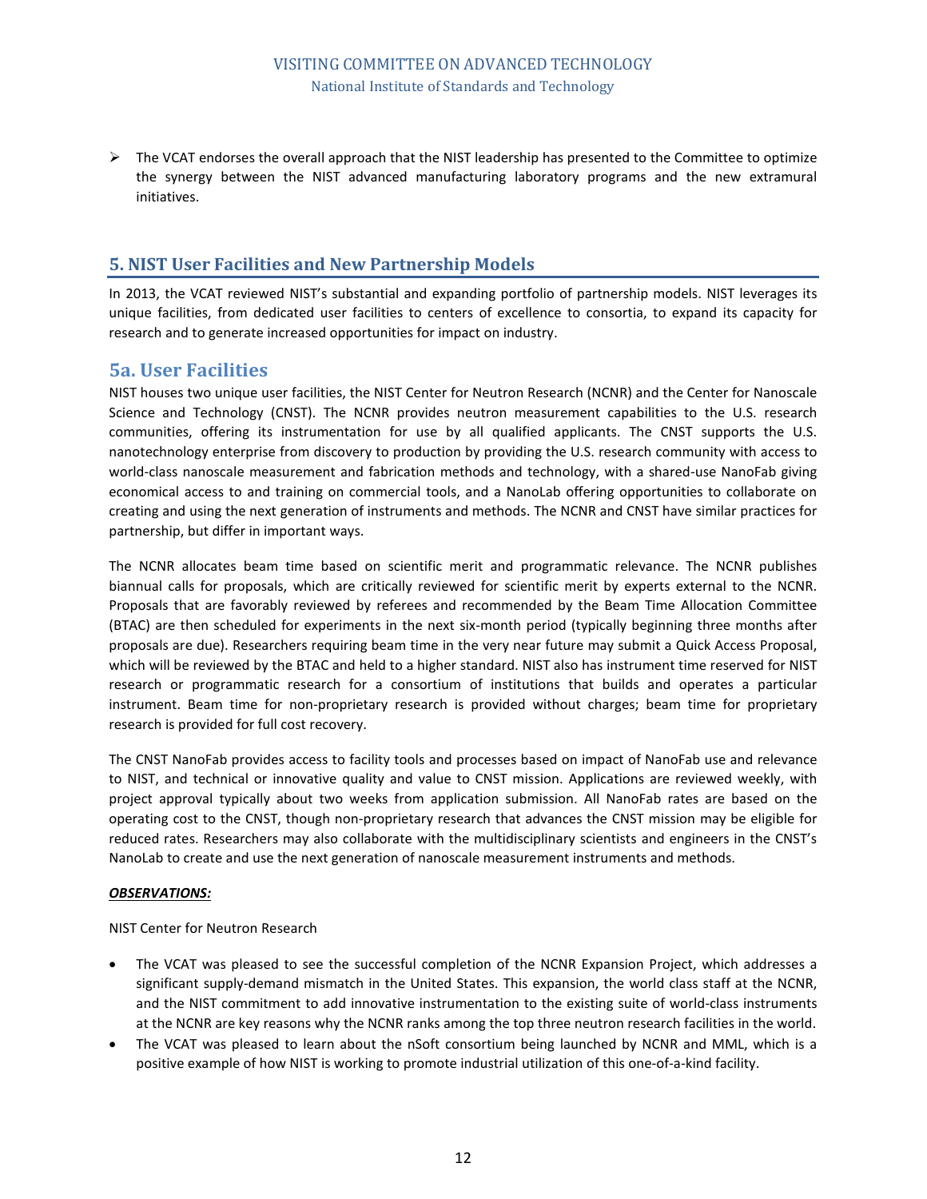- The VCAT endorses the overall approach that the NIST leadership has presented to the Committee to optimize the synergy between the NIST advanced manufacturing laboratory programs and the new extramural initiatives.

## 5. NIST User Facilities and New Partnership Models

In 2013, the VCAT reviewed NIST's substantial and expanding portfolio of partnership models. NIST leverages its unique facilities, from dedicated user facilities to centers of excellence to consortia, to expand its capacity for research and to generate increased opportunities for impact on industry.

### 5a. User Facilities

NIST houses two unique user facilities, the NIST Center for Neutron Research (NCNR) and the Center for Nanoscale Science and Technology (CNST). The NCNR provides neutron measurement capabilities to the U.S. research communities, offering its instrumentation for use by all qualified applicants. The CNST supports the U.S. nanotechnology enterprise from discovery to production by providing the U.S. research community with access to world-class nanoscale measurement and fabrication methods and technology, with a shared-use NanoFab giving economical access to and training on commercial tools, and a NanoLab offering opportunities to collaborate on creating and using the next generation of instruments and methods. The NCNR and CNST have similar practices for partnership, but differ in important ways.

The NCNR allocates beam time based on scientific merit and programmatic relevance. The NCNR publishes biannual calls for proposals, which are critically reviewed for scientific merit by experts external to the NCNR. Proposals that are favorably reviewed by referees and recommended by the Beam Time Allocation Committee (BTAC) are then scheduled for experiments in the next six-month period (typically beginning three months after proposals are due). Researchers requiring beam time in the very near future may submit a Quick Access Proposal, which will be reviewed by the BTAC and held to a higher standard. NIST also has instrument time reserved for NIST research or programmatic research for a consortium of institutions that builds and operates a particular instrument. Beam time for non-proprietary research is provided without charges; beam time for proprietary research is provided for full cost recovery.

The CNST NanoFab provides access to facility tools and processes based on impact of NanoFab use and relevance to NIST, and technical or innovative quality and value to CNST mission. Applications are reviewed weekly, with project approval typically about two weeks from application submission. All NanoFab rates are based on the operating cost to the CNST, though non-proprietary research that advances the CNST mission may be eligible for reduced rates. Researchers may also collaborate with the multidisciplinary scientists and engineers in the CNST's NanoLab to create and use the next generation of nanoscale measurement instruments and methods.

***OBSERVATIONS:***

NIST Center for Neutron Research

- The VCAT was pleased to see the successful completion of the NCNR Expansion Project, which addresses a significant supply-demand mismatch in the United States. This expansion, the world class staff at the NCNR, and the NIST commitment to add innovative instrumentation to the existing suite of world-class instruments at the NCNR are key reasons why the NCNR ranks among the top three neutron research facilities in the world.
- The VCAT was pleased to learn about the nSoft consortium being launched by NCNR and MML, which is a positive example of how NIST is working to promote industrial utilization of this one-of-a-kind facility.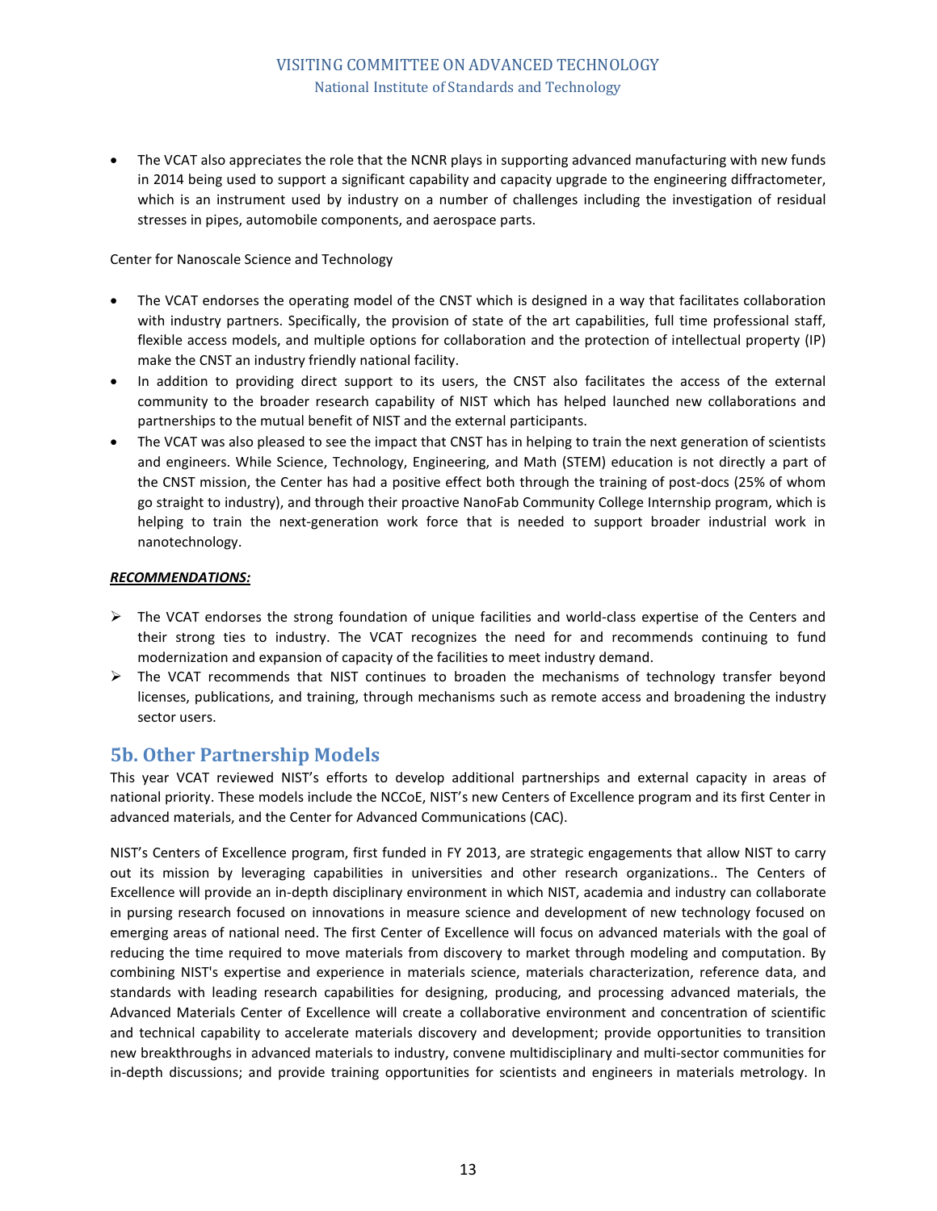- The VCAT also appreciates the role that the NCNR plays in supporting advanced manufacturing with new funds in 2014 being used to support a significant capability and capacity upgrade to the engineering diffractometer, which is an instrument used by industry on a number of challenges including the investigation of residual stresses in pipes, automobile components, and aerospace parts.

Center for Nanoscale Science and Technology

- The VCAT endorses the operating model of the CNST which is designed in a way that facilitates collaboration with industry partners. Specifically, the provision of state of the art capabilities, full time professional staff, flexible access models, and multiple options for collaboration and the protection of intellectual property (IP) make the CNST an industry friendly national facility.
- In addition to providing direct support to its users, the CNST also facilitates the access of the external community to the broader research capability of NIST which has helped launched new collaborations and partnerships to the mutual benefit of NIST and the external participants.
- The VCAT was also pleased to see the impact that CNST has in helping to train the next generation of scientists and engineers. While Science, Technology, Engineering, and Math (STEM) education is not directly a part of the CNST mission, the Center has had a positive effect both through the training of post-docs (25% of whom go straight to industry), and through their proactive NanoFab Community College Internship program, which is helping to train the next-generation work force that is needed to support broader industrial work in nanotechnology.

***RECOMMENDATIONS:***

- The VCAT endorses the strong foundation of unique facilities and world-class expertise of the Centers and their strong ties to industry. The VCAT recognizes the need for and recommends continuing to fund modernization and expansion of capacity of the facilities to meet industry demand.
- The VCAT recommends that NIST continues to broaden the mechanisms of technology transfer beyond licenses, publications, and training, through mechanisms such as remote access and broadening the industry sector users.

## 5b. Other Partnership Models

This year VCAT reviewed NIST's efforts to develop additional partnerships and external capacity in areas of national priority. These models include the NCCoE, NIST's new Centers of Excellence program and its first Center in advanced materials, and the Center for Advanced Communications (CAC).

NIST's Centers of Excellence program, first funded in FY 2013, are strategic engagements that allow NIST to carry out its mission by leveraging capabilities in universities and other research organizations.. The Centers of Excellence will provide an in-depth disciplinary environment in which NIST, academia and industry can collaborate in pursing research focused on innovations in measure science and development of new technology focused on emerging areas of national need. The first Center of Excellence will focus on advanced materials with the goal of reducing the time required to move materials from discovery to market through modeling and computation. By combining NIST's expertise and experience in materials science, materials characterization, reference data, and standards with leading research capabilities for designing, producing, and processing advanced materials, the Advanced Materials Center of Excellence will create a collaborative environment and concentration of scientific and technical capability to accelerate materials discovery and development; provide opportunities to transition new breakthroughs in advanced materials to industry, convene multidisciplinary and multi-sector communities for in-depth discussions; and provide training opportunities for scientists and engineers in materials metrology. In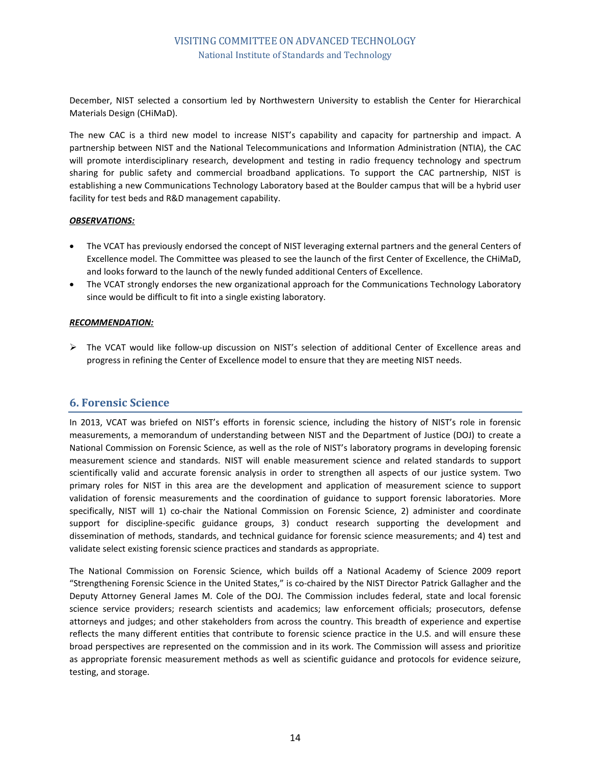December, NIST selected a consortium led by Northwestern University to establish the Center for Hierarchical Materials Design (CHiMaD).

The new CAC is a third new model to increase NIST's capability and capacity for partnership and impact. A partnership between NIST and the National Telecommunications and Information Administration (NTIA), the CAC will promote interdisciplinary research, development and testing in radio frequency technology and spectrum sharing for public safety and commercial broadband applications. To support the CAC partnership, NIST is establishing a new Communications Technology Laboratory based at the Boulder campus that will be a hybrid user facility for test beds and R&D management capability.

***OBSERVATIONS:***

- The VCAT has previously endorsed the concept of NIST leveraging external partners and the general Centers of Excellence model. The Committee was pleased to see the launch of the first Center of Excellence, the CHiMaD, and looks forward to the launch of the newly funded additional Centers of Excellence.
- The VCAT strongly endorses the new organizational approach for the Communications Technology Laboratory since would be difficult to fit into a single existing laboratory.

***RECOMMENDATION:***

- ➢ The VCAT would like follow-up discussion on NIST's selection of additional Center of Excellence areas and progress in refining the Center of Excellence model to ensure that they are meeting NIST needs.

## 6. Forensic Science

In 2013, VCAT was briefed on NIST's efforts in forensic science, including the history of NIST's role in forensic measurements, a memorandum of understanding between NIST and the Department of Justice (DOJ) to create a National Commission on Forensic Science, as well as the role of NIST's laboratory programs in developing forensic measurement science and standards. NIST will enable measurement science and related standards to support scientifically valid and accurate forensic analysis in order to strengthen all aspects of our justice system. Two primary roles for NIST in this area are the development and application of measurement science to support validation of forensic measurements and the coordination of guidance to support forensic laboratories. More specifically, NIST will 1) co-chair the National Commission on Forensic Science, 2) administer and coordinate support for discipline-specific guidance groups, 3) conduct research supporting the development and dissemination of methods, standards, and technical guidance for forensic science measurements; and 4) test and validate select existing forensic science practices and standards as appropriate.

The National Commission on Forensic Science, which builds off a National Academy of Science 2009 report "Strengthening Forensic Science in the United States," is co-chaired by the NIST Director Patrick Gallagher and the Deputy Attorney General James M. Cole of the DOJ. The Commission includes federal, state and local forensic science service providers; research scientists and academics; law enforcement officials; prosecutors, defense attorneys and judges; and other stakeholders from across the country. This breadth of experience and expertise reflects the many different entities that contribute to forensic science practice in the U.S. and will ensure these broad perspectives are represented on the commission and in its work. The Commission will assess and prioritize as appropriate forensic measurement methods as well as scientific guidance and protocols for evidence seizure, testing, and storage.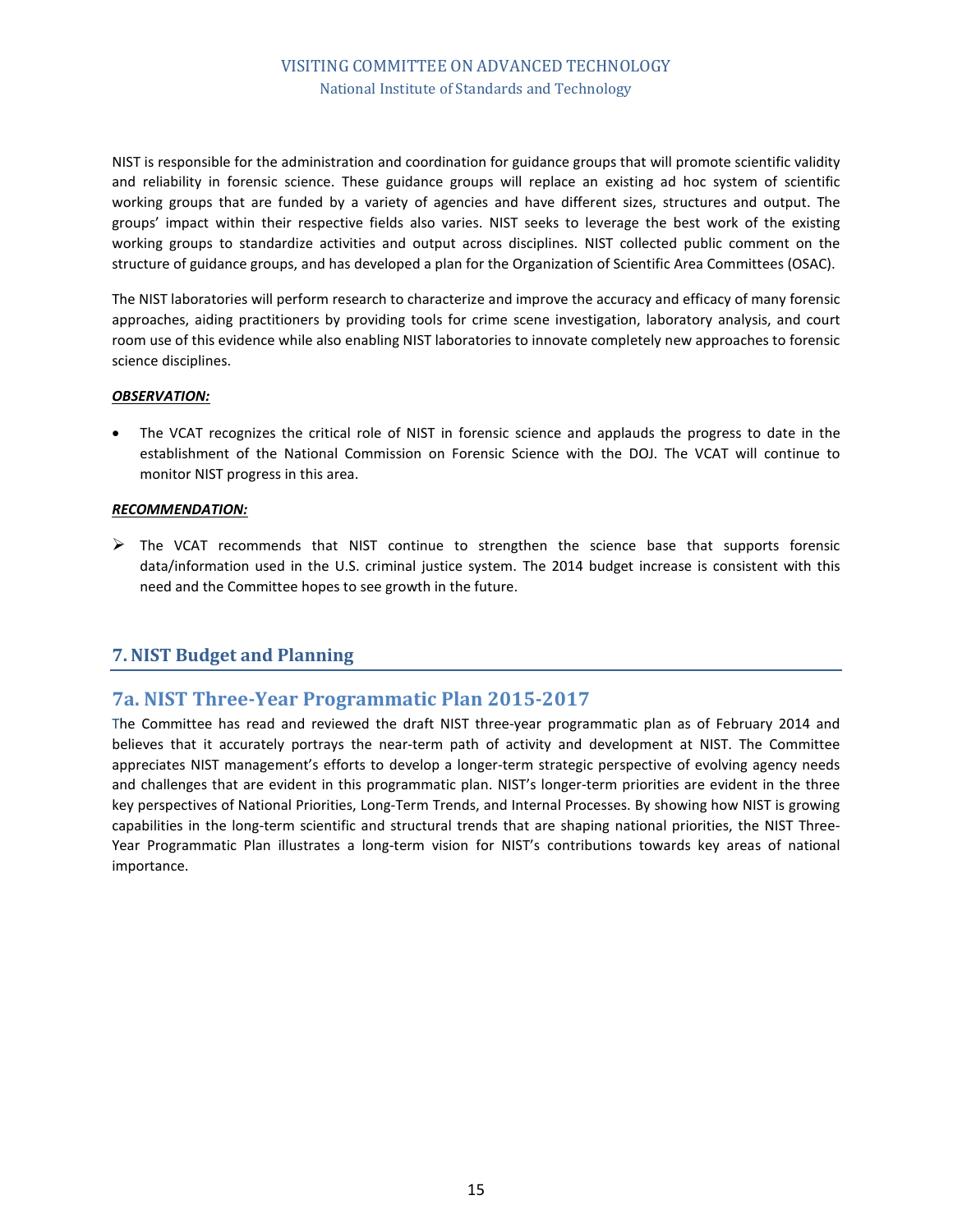NIST is responsible for the administration and coordination for guidance groups that will promote scientific validity and reliability in forensic science. These guidance groups will replace an existing ad hoc system of scientific working groups that are funded by a variety of agencies and have different sizes, structures and output. The groups' impact within their respective fields also varies. NIST seeks to leverage the best work of the existing working groups to standardize activities and output across disciplines. NIST collected public comment on the structure of guidance groups, and has developed a plan for the Organization of Scientific Area Committees (OSAC).

The NIST laboratories will perform research to characterize and improve the accuracy and efficacy of many forensic approaches, aiding practitioners by providing tools for crime scene investigation, laboratory analysis, and court room use of this evidence while also enabling NIST laboratories to innovate completely new approaches to forensic science disciplines.

***OBSERVATION:***

- The VCAT recognizes the critical role of NIST in forensic science and applauds the progress to date in the establishment of the National Commission on Forensic Science with the DOJ. The VCAT will continue to monitor NIST progress in this area.

***RECOMMENDATION:***

- The VCAT recommends that NIST continue to strengthen the science base that supports forensic data/information used in the U.S. criminal justice system. The 2014 budget increase is consistent with this need and the Committee hopes to see growth in the future.

## 7. NIST Budget and Planning

### 7a. NIST Three-Year Programmatic Plan 2015-2017

The Committee has read and reviewed the draft NIST three-year programmatic plan as of February 2014 and believes that it accurately portrays the near-term path of activity and development at NIST. The Committee appreciates NIST management's efforts to develop a longer-term strategic perspective of evolving agency needs and challenges that are evident in this programmatic plan. NIST's longer-term priorities are evident in the three key perspectives of National Priorities, Long-Term Trends, and Internal Processes. By showing how NIST is growing capabilities in the long-term scientific and structural trends that are shaping national priorities, the NIST Three-Year Programmatic Plan illustrates a long-term vision for NIST's contributions towards key areas of national importance.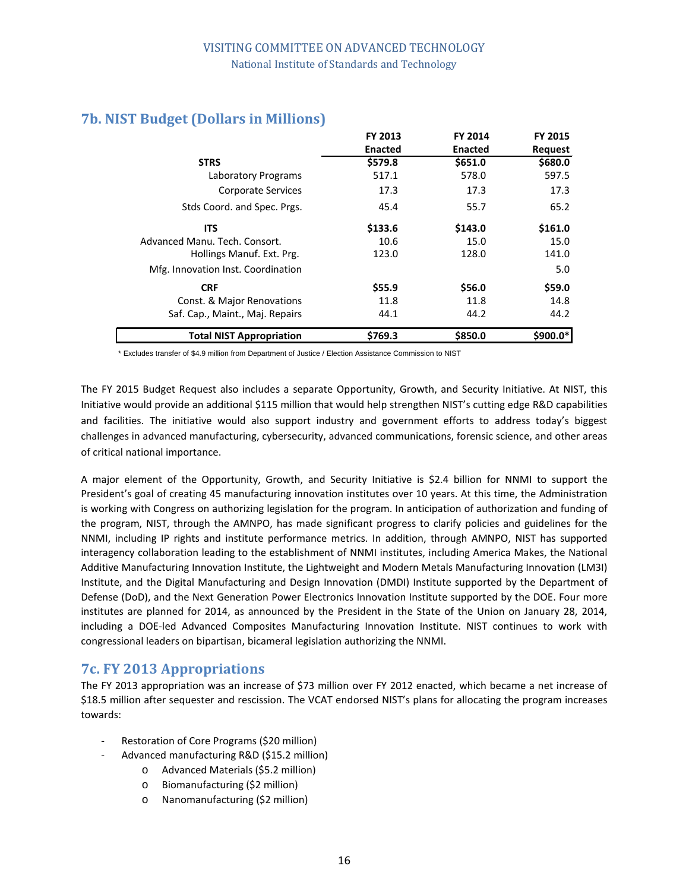## 7b. NIST Budget (Dollars in Millions)

| | FY 2013 Enacted | FY 2014 Enacted | FY 2015 Request |
|---|---|---|---|
| **STRS** | **$579.8** | **$651.0** | **$680.0** |
| Laboratory Programs | 517.1 | 578.0 | 597.5 |
| Corporate Services | 17.3 | 17.3 | 17.3 |
| Stds Coord. and Spec. Prgs. | 45.4 | 55.7 | 65.2 |
| **ITS** | **$133.6** | **$143.0** | **$161.0** |
| Advanced Manu. Tech. Consort. | 10.6 | 15.0 | 15.0 |
| Hollings Manuf. Ext. Prg. | 123.0 | 128.0 | 141.0 |
| Mfg. Innovation Inst. Coordination | | | 5.0 |
| **CRF** | **$55.9** | **$56.0** | **$59.0** |
| Const. & Major Renovations | 11.8 | 11.8 | 14.8 |
| Saf. Cap., Maint., Maj. Repairs | 44.1 | 44.2 | 44.2 |
| **Total NIST Appropriation** | **$769.3** | **$850.0** | **$900.0*** |

* Excludes transfer of $4.9 million from Department of Justice / Election Assistance Commission to NIST

The FY 2015 Budget Request also includes a separate Opportunity, Growth, and Security Initiative. At NIST, this Initiative would provide an additional $115 million that would help strengthen NIST's cutting edge R&D capabilities and facilities. The initiative would also support industry and government efforts to address today's biggest challenges in advanced manufacturing, cybersecurity, advanced communications, forensic science, and other areas of critical national importance.

A major element of the Opportunity, Growth, and Security Initiative is $2.4 billion for NNMI to support the President's goal of creating 45 manufacturing innovation institutes over 10 years. At this time, the Administration is working with Congress on authorizing legislation for the program. In anticipation of authorization and funding of the program, NIST, through the AMNPO, has made significant progress to clarify policies and guidelines for the NNMI, including IP rights and institute performance metrics. In addition, through AMNPO, NIST has supported interagency collaboration leading to the establishment of NNMI institutes, including America Makes, the National Additive Manufacturing Innovation Institute, the Lightweight and Modern Metals Manufacturing Innovation (LM3I) Institute, and the Digital Manufacturing and Design Innovation (DMDI) Institute supported by the Department of Defense (DoD), and the Next Generation Power Electronics Innovation Institute supported by the DOE. Four more institutes are planned for 2014, as announced by the President in the State of the Union on January 28, 2014, including a DOE-led Advanced Composites Manufacturing Innovation Institute. NIST continues to work with congressional leaders on bipartisan, bicameral legislation authorizing the NNMI.

## 7c. FY 2013 Appropriations

The FY 2013 appropriation was an increase of $73 million over FY 2012 enacted, which became a net increase of $18.5 million after sequester and rescission. The VCAT endorsed NIST's plans for allocating the program increases towards:

- Restoration of Core Programs ($20 million)
- Advanced manufacturing R&D ($15.2 million)
  - Advanced Materials ($5.2 million)
  - Biomanufacturing ($2 million)
  - Nanomanufacturing ($2 million)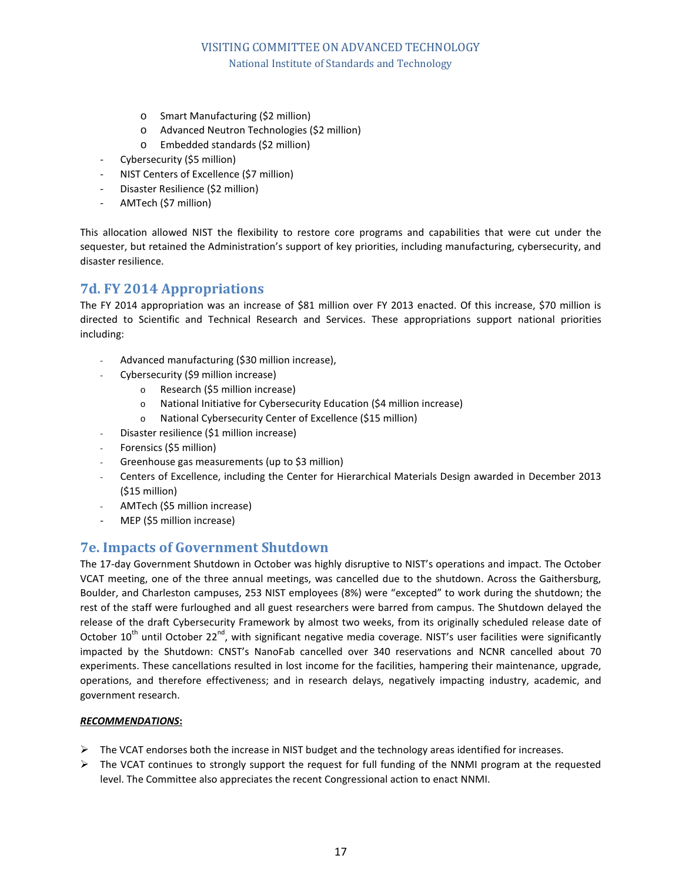- Smart Manufacturing ($2 million)
  - Advanced Neutron Technologies ($2 million)
  - Embedded standards ($2 million)
- Cybersecurity ($5 million)
- NIST Centers of Excellence ($7 million)
- Disaster Resilience ($2 million)
- AMTech ($7 million)

This allocation allowed NIST the flexibility to restore core programs and capabilities that were cut under the sequester, but retained the Administration's support of key priorities, including manufacturing, cybersecurity, and disaster resilience.

## 7d. FY 2014 Appropriations

The FY 2014 appropriation was an increase of $81 million over FY 2013 enacted. Of this increase, $70 million is directed to Scientific and Technical Research and Services. These appropriations support national priorities including:

- Advanced manufacturing ($30 million increase),
- Cybersecurity ($9 million increase)
  - Research ($5 million increase)
  - National Initiative for Cybersecurity Education ($4 million increase)
  - National Cybersecurity Center of Excellence ($15 million)
- Disaster resilience ($1 million increase)
- Forensics ($5 million)
- Greenhouse gas measurements (up to $3 million)
- Centers of Excellence, including the Center for Hierarchical Materials Design awarded in December 2013 ($15 million)
- AMTech ($5 million increase)
- MEP ($5 million increase)

## 7e. Impacts of Government Shutdown

The 17-day Government Shutdown in October was highly disruptive to NIST's operations and impact. The October VCAT meeting, one of the three annual meetings, was cancelled due to the shutdown. Across the Gaithersburg, Boulder, and Charleston campuses, 253 NIST employees (8%) were "excepted" to work during the shutdown; the rest of the staff were furloughed and all guest researchers were barred from campus. The Shutdown delayed the release of the draft Cybersecurity Framework by almost two weeks, from its originally scheduled release date of October 10th until October 22nd, with significant negative media coverage. NIST's user facilities were significantly impacted by the Shutdown: CNST's NanoFab cancelled over 340 reservations and NCNR cancelled about 70 experiments. These cancellations resulted in lost income for the facilities, hampering their maintenance, upgrade, operations, and therefore effectiveness; and in research delays, negatively impacting industry, academic, and government research.

***RECOMMENDATIONS*:**

- The VCAT endorses both the increase in NIST budget and the technology areas identified for increases.
- The VCAT continues to strongly support the request for full funding of the NNMI program at the requested level. The Committee also appreciates the recent Congressional action to enact NNMI.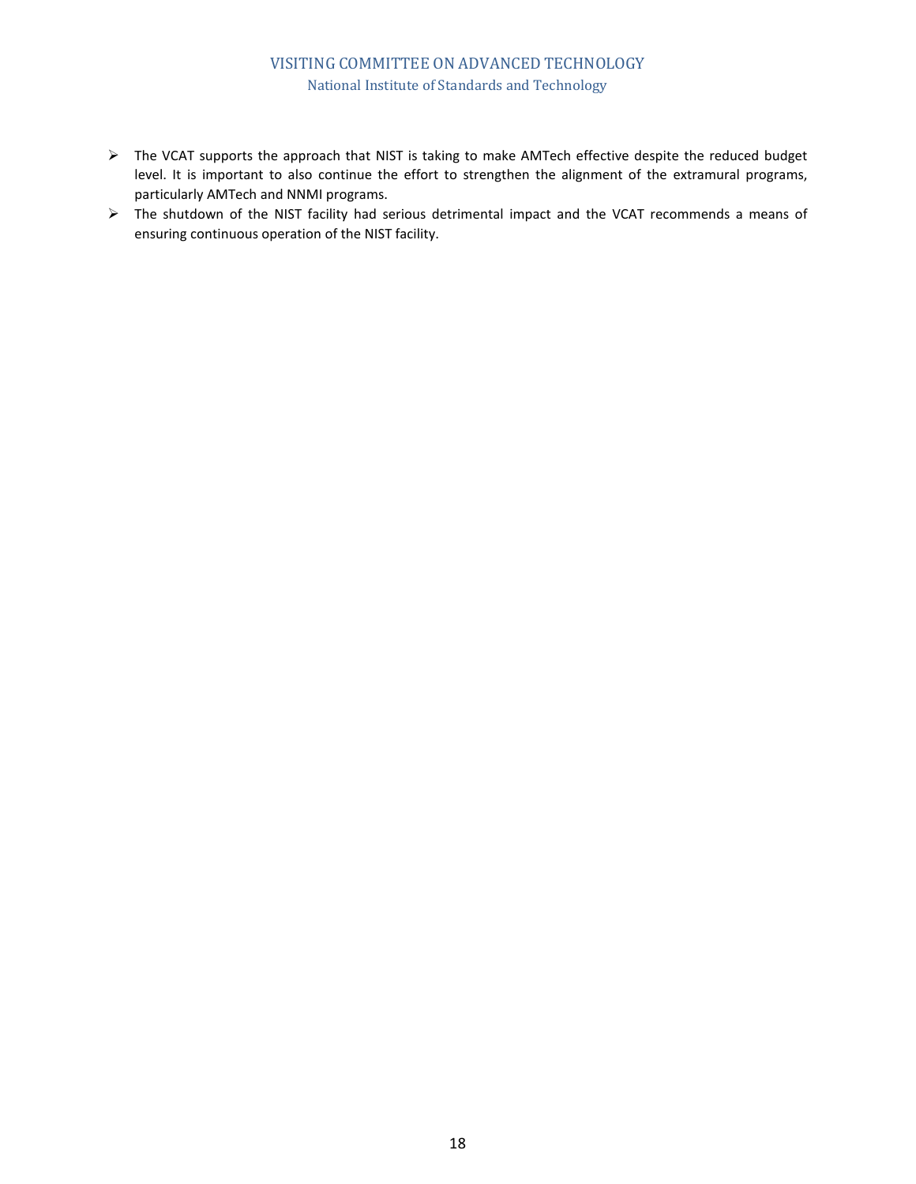- The VCAT supports the approach that NIST is taking to make AMTech effective despite the reduced budget level. It is important to also continue the effort to strengthen the alignment of the extramural programs, particularly AMTech and NNMI programs.
- The shutdown of the NIST facility had serious detrimental impact and the VCAT recommends a means of ensuring continuous operation of the NIST facility.